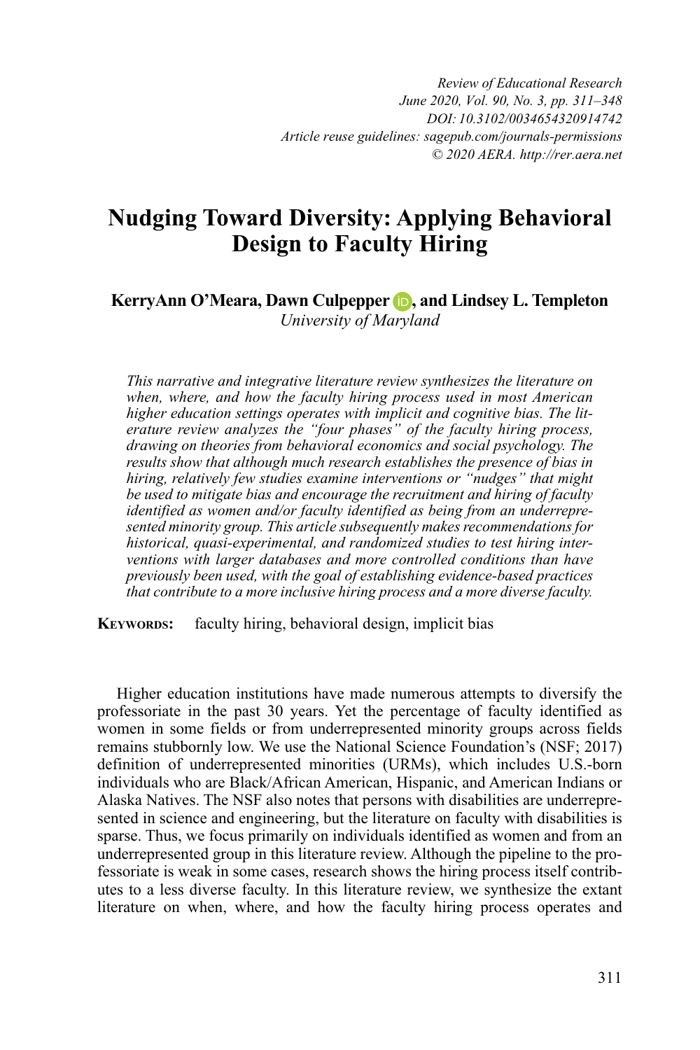# Nudging Toward Diversity: Applying Behavioral Design to Faculty Hiring

**KerryAnn O'Meara, Dawn Culpepper, and Lindsey L. Templeton**
*University of Maryland*

*This narrative and integrative literature review synthesizes the literature on when, where, and how the faculty hiring process used in most American higher education settings operates with implicit and cognitive bias. The literature review analyzes the "four phases" of the faculty hiring process, drawing on theories from behavioral economics and social psychology. The results show that although much research establishes the presence of bias in hiring, relatively few studies examine interventions or "nudges" that might be used to mitigate bias and encourage the recruitment and hiring of faculty identified as women and/or faculty identified as being from an underrepresented minority group. This article subsequently makes recommendations for historical, quasi-experimental, and randomized studies to test hiring interventions with larger databases and more controlled conditions than have previously been used, with the goal of establishing evidence-based practices that contribute to a more inclusive hiring process and a more diverse faculty.*

**Keywords:** faculty hiring, behavioral design, implicit bias

Higher education institutions have made numerous attempts to diversify the professoriate in the past 30 years. Yet the percentage of faculty identified as women in some fields or from underrepresented minority groups across fields remains stubbornly low. We use the National Science Foundation's (NSF; 2017) definition of underrepresented minorities (URMs), which includes U.S.-born individuals who are Black/African American, Hispanic, and American Indians or Alaska Natives. The NSF also notes that persons with disabilities are underrepresented in science and engineering, but the literature on faculty with disabilities is sparse. Thus, we focus primarily on individuals identified as women and from an underrepresented group in this literature review. Although the pipeline to the professoriate is weak in some cases, research shows the hiring process itself contributes to a less diverse faculty. In this literature review, we synthesize the extant literature on when, where, and how the faculty hiring process operates and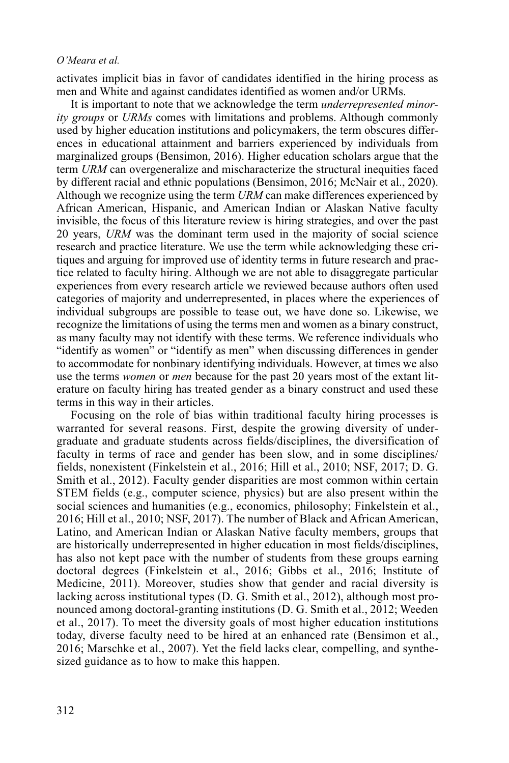activates implicit bias in favor of candidates identified in the hiring process as men and White and against candidates identified as women and/or URMs.

It is important to note that we acknowledge the term *underrepresented minority groups* or *URMs* comes with limitations and problems. Although commonly used by higher education institutions and policymakers, the term obscures differences in educational attainment and barriers experienced by individuals from marginalized groups (Bensimon, 2016). Higher education scholars argue that the term *URM* can overgeneralize and mischaracterize the structural inequities faced by different racial and ethnic populations (Bensimon, 2016; McNair et al., 2020). Although we recognize using the term *URM* can make differences experienced by African American, Hispanic, and American Indian or Alaskan Native faculty invisible, the focus of this literature review is hiring strategies, and over the past 20 years, *URM* was the dominant term used in the majority of social science research and practice literature. We use the term while acknowledging these critiques and arguing for improved use of identity terms in future research and practice related to faculty hiring. Although we are not able to disaggregate particular experiences from every research article we reviewed because authors often used categories of majority and underrepresented, in places where the experiences of individual subgroups are possible to tease out, we have done so. Likewise, we recognize the limitations of using the terms men and women as a binary construct, as many faculty may not identify with these terms. We reference individuals who "identify as women" or "identify as men" when discussing differences in gender to accommodate for nonbinary identifying individuals. However, at times we also use the terms *women* or *men* because for the past 20 years most of the extant literature on faculty hiring has treated gender as a binary construct and used these terms in this way in their articles.

Focusing on the role of bias within traditional faculty hiring processes is warranted for several reasons. First, despite the growing diversity of undergraduate and graduate students across fields/disciplines, the diversification of faculty in terms of race and gender has been slow, and in some disciplines/fields, nonexistent (Finkelstein et al., 2016; Hill et al., 2010; NSF, 2017; D. G. Smith et al., 2012). Faculty gender disparities are most common within certain STEM fields (e.g., computer science, physics) but are also present within the social sciences and humanities (e.g., economics, philosophy; Finkelstein et al., 2016; Hill et al., 2010; NSF, 2017). The number of Black and African American, Latino, and American Indian or Alaskan Native faculty members, groups that are historically underrepresented in higher education in most fields/disciplines, has also not kept pace with the number of students from these groups earning doctoral degrees (Finkelstein et al., 2016; Gibbs et al., 2016; Institute of Medicine, 2011). Moreover, studies show that gender and racial diversity is lacking across institutional types (D. G. Smith et al., 2012), although most pronounced among doctoral-granting institutions (D. G. Smith et al., 2012; Weeden et al., 2017). To meet the diversity goals of most higher education institutions today, diverse faculty need to be hired at an enhanced rate (Bensimon et al., 2016; Marschke et al., 2007). Yet the field lacks clear, compelling, and synthesized guidance as to how to make this happen.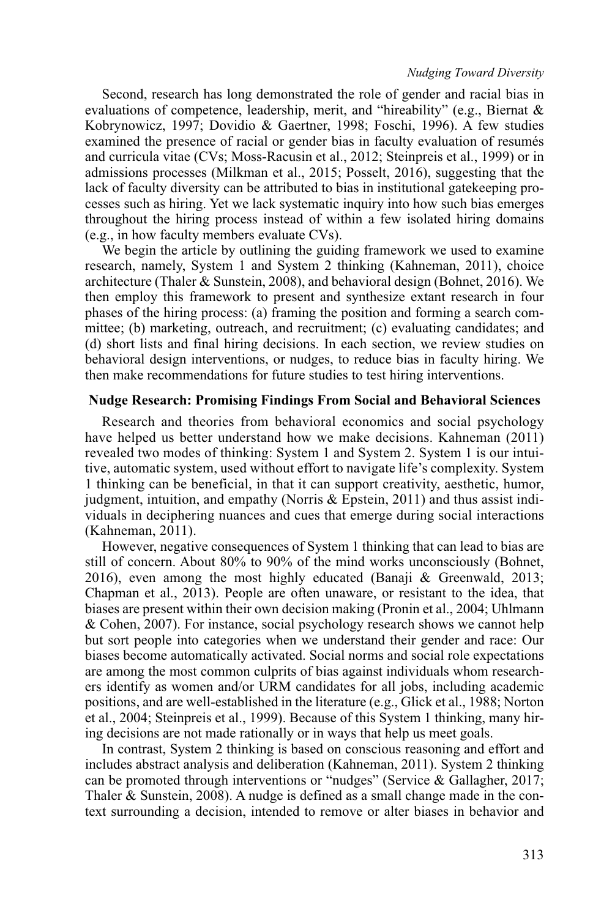Second, research has long demonstrated the role of gender and racial bias in evaluations of competence, leadership, merit, and "hireability" (e.g., Biernat & Kobrynowicz, 1997; Dovidio & Gaertner, 1998; Foschi, 1996). A few studies examined the presence of racial or gender bias in faculty evaluation of resumés and curricula vitae (CVs; Moss-Racusin et al., 2012; Steinpreis et al., 1999) or in admissions processes (Milkman et al., 2015; Posselt, 2016), suggesting that the lack of faculty diversity can be attributed to bias in institutional gatekeeping processes such as hiring. Yet we lack systematic inquiry into how such bias emerges throughout the hiring process instead of within a few isolated hiring domains (e.g., in how faculty members evaluate CVs).

We begin the article by outlining the guiding framework we used to examine research, namely, System 1 and System 2 thinking (Kahneman, 2011), choice architecture (Thaler & Sunstein, 2008), and behavioral design (Bohnet, 2016). We then employ this framework to present and synthesize extant research in four phases of the hiring process: (a) framing the position and forming a search committee; (b) marketing, outreach, and recruitment; (c) evaluating candidates; and (d) short lists and final hiring decisions. In each section, we review studies on behavioral design interventions, or nudges, to reduce bias in faculty hiring. We then make recommendations for future studies to test hiring interventions.

## Nudge Research: Promising Findings From Social and Behavioral Sciences

Research and theories from behavioral economics and social psychology have helped us better understand how we make decisions. Kahneman (2011) revealed two modes of thinking: System 1 and System 2. System 1 is our intuitive, automatic system, used without effort to navigate life's complexity. System 1 thinking can be beneficial, in that it can support creativity, aesthetic, humor, judgment, intuition, and empathy (Norris & Epstein, 2011) and thus assist individuals in deciphering nuances and cues that emerge during social interactions (Kahneman, 2011).

However, negative consequences of System 1 thinking that can lead to bias are still of concern. About 80% to 90% of the mind works unconsciously (Bohnet, 2016), even among the most highly educated (Banaji & Greenwald, 2013; Chapman et al., 2013). People are often unaware, or resistant to the idea, that biases are present within their own decision making (Pronin et al., 2004; Uhlmann & Cohen, 2007). For instance, social psychology research shows we cannot help but sort people into categories when we understand their gender and race: Our biases become automatically activated. Social norms and social role expectations are among the most common culprits of bias against individuals whom researchers identify as women and/or URM candidates for all jobs, including academic positions, and are well-established in the literature (e.g., Glick et al., 1988; Norton et al., 2004; Steinpreis et al., 1999). Because of this System 1 thinking, many hiring decisions are not made rationally or in ways that help us meet goals.

In contrast, System 2 thinking is based on conscious reasoning and effort and includes abstract analysis and deliberation (Kahneman, 2011). System 2 thinking can be promoted through interventions or "nudges" (Service & Gallagher, 2017; Thaler & Sunstein, 2008). A nudge is defined as a small change made in the context surrounding a decision, intended to remove or alter biases in behavior and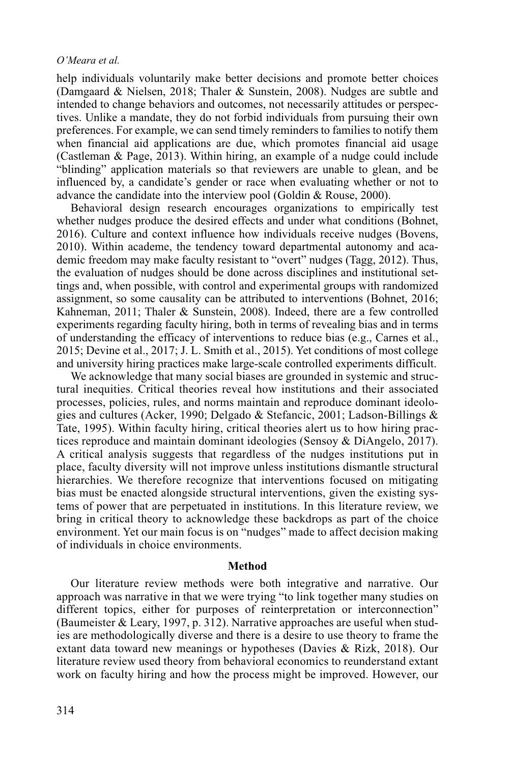help individuals voluntarily make better decisions and promote better choices (Damgaard & Nielsen, 2018; Thaler & Sunstein, 2008). Nudges are subtle and intended to change behaviors and outcomes, not necessarily attitudes or perspectives. Unlike a mandate, they do not forbid individuals from pursuing their own preferences. For example, we can send timely reminders to families to notify them when financial aid applications are due, which promotes financial aid usage (Castleman & Page, 2013). Within hiring, an example of a nudge could include "blinding" application materials so that reviewers are unable to glean, and be influenced by, a candidate's gender or race when evaluating whether or not to advance the candidate into the interview pool (Goldin & Rouse, 2000).

Behavioral design research encourages organizations to empirically test whether nudges produce the desired effects and under what conditions (Bohnet, 2016). Culture and context influence how individuals receive nudges (Bovens, 2010). Within academe, the tendency toward departmental autonomy and academic freedom may make faculty resistant to "overt" nudges (Tagg, 2012). Thus, the evaluation of nudges should be done across disciplines and institutional settings and, when possible, with control and experimental groups with randomized assignment, so some causality can be attributed to interventions (Bohnet, 2016; Kahneman, 2011; Thaler & Sunstein, 2008). Indeed, there are a few controlled experiments regarding faculty hiring, both in terms of revealing bias and in terms of understanding the efficacy of interventions to reduce bias (e.g., Carnes et al., 2015; Devine et al., 2017; J. L. Smith et al., 2015). Yet conditions of most college and university hiring practices make large-scale controlled experiments difficult.

We acknowledge that many social biases are grounded in systemic and structural inequities. Critical theories reveal how institutions and their associated processes, policies, rules, and norms maintain and reproduce dominant ideologies and cultures (Acker, 1990; Delgado & Stefancic, 2001; Ladson-Billings & Tate, 1995). Within faculty hiring, critical theories alert us to how hiring practices reproduce and maintain dominant ideologies (Sensoy & DiAngelo, 2017). A critical analysis suggests that regardless of the nudges institutions put in place, faculty diversity will not improve unless institutions dismantle structural hierarchies. We therefore recognize that interventions focused on mitigating bias must be enacted alongside structural interventions, given the existing systems of power that are perpetuated in institutions. In this literature review, we bring in critical theory to acknowledge these backdrops as part of the choice environment. Yet our main focus is on "nudges" made to affect decision making of individuals in choice environments.

## Method

Our literature review methods were both integrative and narrative. Our approach was narrative in that we were trying "to link together many studies on different topics, either for purposes of reinterpretation or interconnection" (Baumeister & Leary, 1997, p. 312). Narrative approaches are useful when studies are methodologically diverse and there is a desire to use theory to frame the extant data toward new meanings or hypotheses (Davies & Rizk, 2018). Our literature review used theory from behavioral economics to reunderstand extant work on faculty hiring and how the process might be improved. However, our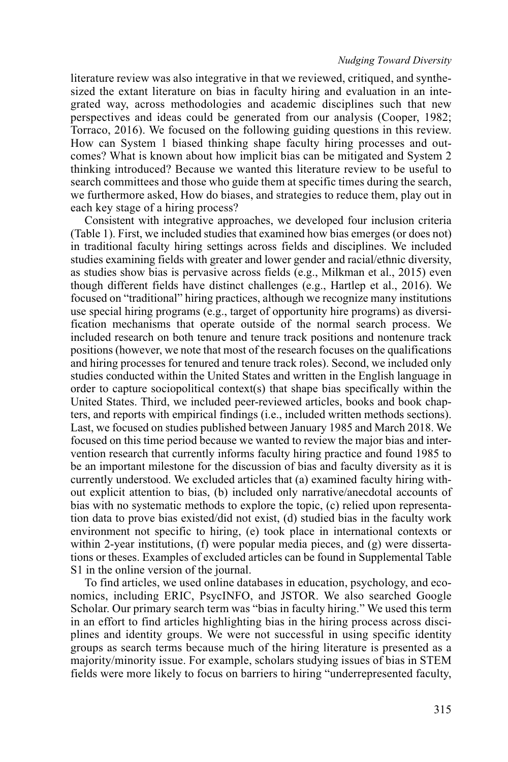literature review was also integrative in that we reviewed, critiqued, and synthesized the extant literature on bias in faculty hiring and evaluation in an integrated way, across methodologies and academic disciplines such that new perspectives and ideas could be generated from our analysis (Cooper, 1982; Torraco, 2016). We focused on the following guiding questions in this review. How can System 1 biased thinking shape faculty hiring processes and outcomes? What is known about how implicit bias can be mitigated and System 2 thinking introduced? Because we wanted this literature review to be useful to search committees and those who guide them at specific times during the search, we furthermore asked, How do biases, and strategies to reduce them, play out in each key stage of a hiring process?

Consistent with integrative approaches, we developed four inclusion criteria (Table 1). First, we included studies that examined how bias emerges (or does not) in traditional faculty hiring settings across fields and disciplines. We included studies examining fields with greater and lower gender and racial/ethnic diversity, as studies show bias is pervasive across fields (e.g., Milkman et al., 2015) even though different fields have distinct challenges (e.g., Hartlep et al., 2016). We focused on "traditional" hiring practices, although we recognize many institutions use special hiring programs (e.g., target of opportunity hire programs) as diversification mechanisms that operate outside of the normal search process. We included research on both tenure and tenure track positions and nontenure track positions (however, we note that most of the research focuses on the qualifications and hiring processes for tenured and tenure track roles). Second, we included only studies conducted within the United States and written in the English language in order to capture sociopolitical context(s) that shape bias specifically within the United States. Third, we included peer-reviewed articles, books and book chapters, and reports with empirical findings (i.e., included written methods sections). Last, we focused on studies published between January 1985 and March 2018. We focused on this time period because we wanted to review the major bias and intervention research that currently informs faculty hiring practice and found 1985 to be an important milestone for the discussion of bias and faculty diversity as it is currently understood. We excluded articles that (a) examined faculty hiring without explicit attention to bias, (b) included only narrative/anecdotal accounts of bias with no systematic methods to explore the topic, (c) relied upon representation data to prove bias existed/did not exist, (d) studied bias in the faculty work environment not specific to hiring, (e) took place in international contexts or within 2-year institutions, (f) were popular media pieces, and (g) were dissertations or theses. Examples of excluded articles can be found in Supplemental Table S1 in the online version of the journal.

To find articles, we used online databases in education, psychology, and economics, including ERIC, PsycINFO, and JSTOR. We also searched Google Scholar. Our primary search term was "bias in faculty hiring." We used this term in an effort to find articles highlighting bias in the hiring process across disciplines and identity groups. We were not successful in using specific identity groups as search terms because much of the hiring literature is presented as a majority/minority issue. For example, scholars studying issues of bias in STEM fields were more likely to focus on barriers to hiring "underrepresented faculty,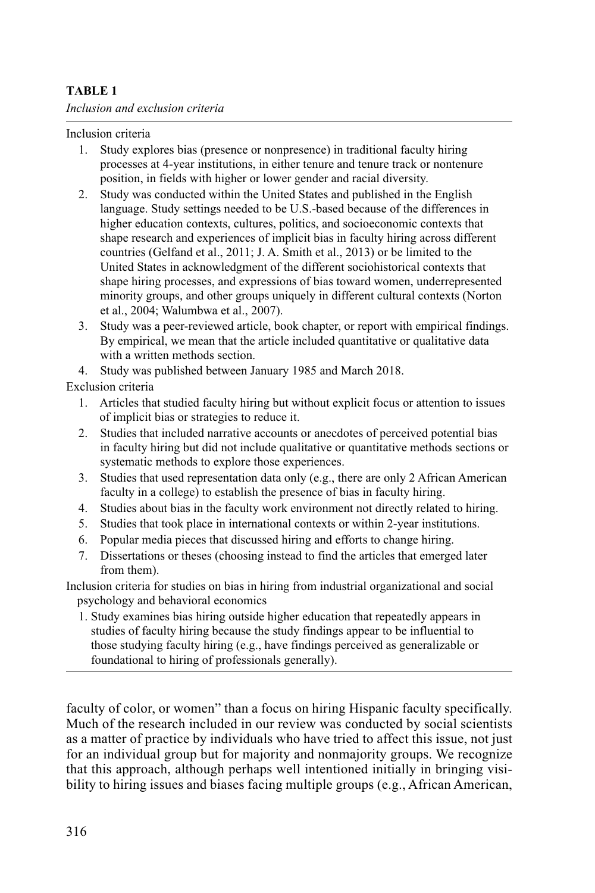**TABLE 1**

*Inclusion and exclusion criteria*

Inclusion criteria

1. Study explores bias (presence or nonpresence) in traditional faculty hiring processes at 4-year institutions, in either tenure and tenure track or nontenure position, in fields with higher or lower gender and racial diversity.
2. Study was conducted within the United States and published in the English language. Study settings needed to be U.S.-based because of the differences in higher education contexts, cultures, politics, and socioeconomic contexts that shape research and experiences of implicit bias in faculty hiring across different countries (Gelfand et al., 2011; J. A. Smith et al., 2013) or be limited to the United States in acknowledgment of the different sociohistorical contexts that shape hiring processes, and expressions of bias toward women, underrepresented minority groups, and other groups uniquely in different cultural contexts (Norton et al., 2004; Walumbwa et al., 2007).
3. Study was a peer-reviewed article, book chapter, or report with empirical findings. By empirical, we mean that the article included quantitative or qualitative data with a written methods section.
4. Study was published between January 1985 and March 2018.

Exclusion criteria

1. Articles that studied faculty hiring but without explicit focus or attention to issues of implicit bias or strategies to reduce it.
2. Studies that included narrative accounts or anecdotes of perceived potential bias in faculty hiring but did not include qualitative or quantitative methods sections or systematic methods to explore those experiences.
3. Studies that used representation data only (e.g., there are only 2 African American faculty in a college) to establish the presence of bias in faculty hiring.
4. Studies about bias in the faculty work environment not directly related to hiring.
5. Studies that took place in international contexts or within 2-year institutions.
6. Popular media pieces that discussed hiring and efforts to change hiring.
7. Dissertations or theses (choosing instead to find the articles that emerged later from them).

Inclusion criteria for studies on bias in hiring from industrial organizational and social psychology and behavioral economics

1. Study examines bias hiring outside higher education that repeatedly appears in studies of faculty hiring because the study findings appear to be influential to those studying faculty hiring (e.g., have findings perceived as generalizable or foundational to hiring of professionals generally).

faculty of color, or women" than a focus on hiring Hispanic faculty specifically. Much of the research included in our review was conducted by social scientists as a matter of practice by individuals who have tried to affect this issue, not just for an individual group but for majority and nonmajority groups. We recognize that this approach, although perhaps well intentioned initially in bringing visibility to hiring issues and biases facing multiple groups (e.g., African American,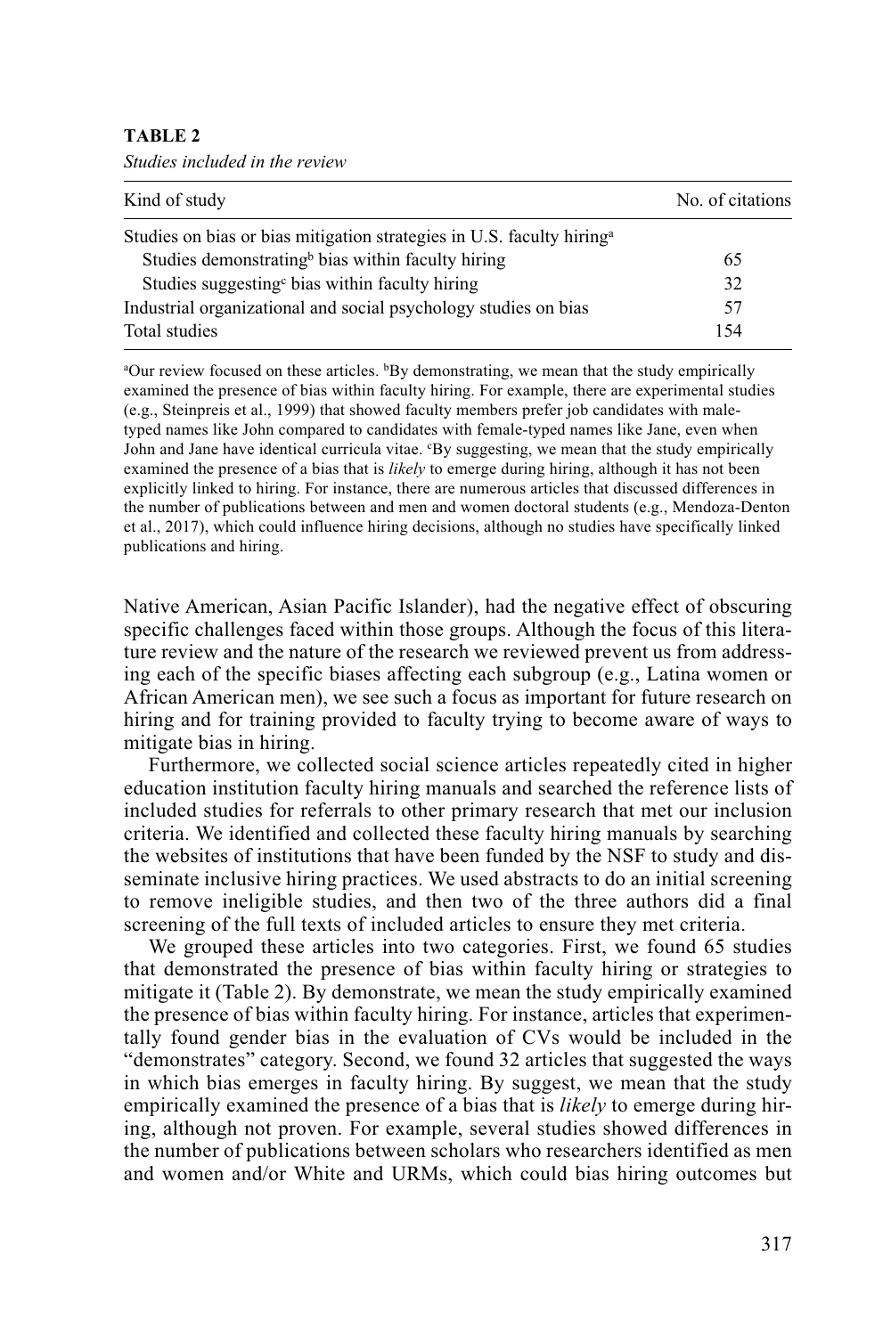**TABLE 2**

*Studies included in the review*

| Kind of study | No. of citations |
|---|---|
| Studies on bias or bias mitigation strategies in U.S. faculty hiring[a] | |
| Studies demonstrating[b] bias within faculty hiring | 65 |
| Studies suggesting[c] bias within faculty hiring | 32 |
| Industrial organizational and social psychology studies on bias | 57 |
| Total studies | 154 |

[a]Our review focused on these articles. [b]By demonstrating, we mean that the study empirically examined the presence of bias within faculty hiring. For example, there are experimental studies (e.g., Steinpreis et al., 1999) that showed faculty members prefer job candidates with male-typed names like John compared to candidates with female-typed names like Jane, even when John and Jane have identical curricula vitae. [c]By suggesting, we mean that the study empirically examined the presence of a bias that is *likely* to emerge during hiring, although it has not been explicitly linked to hiring. For instance, there are numerous articles that discussed differences in the number of publications between and men and women doctoral students (e.g., Mendoza-Denton et al., 2017), which could influence hiring decisions, although no studies have specifically linked publications and hiring.

Native American, Asian Pacific Islander), had the negative effect of obscuring specific challenges faced within those groups. Although the focus of this literature review and the nature of the research we reviewed prevent us from addressing each of the specific biases affecting each subgroup (e.g., Latina women or African American men), we see such a focus as important for future research on hiring and for training provided to faculty trying to become aware of ways to mitigate bias in hiring.

Furthermore, we collected social science articles repeatedly cited in higher education institution faculty hiring manuals and searched the reference lists of included studies for referrals to other primary research that met our inclusion criteria. We identified and collected these faculty hiring manuals by searching the websites of institutions that have been funded by the NSF to study and disseminate inclusive hiring practices. We used abstracts to do an initial screening to remove ineligible studies, and then two of the three authors did a final screening of the full texts of included articles to ensure they met criteria.

We grouped these articles into two categories. First, we found 65 studies that demonstrated the presence of bias within faculty hiring or strategies to mitigate it (Table 2). By demonstrate, we mean the study empirically examined the presence of bias within faculty hiring. For instance, articles that experimentally found gender bias in the evaluation of CVs would be included in the "demonstrates" category. Second, we found 32 articles that suggested the ways in which bias emerges in faculty hiring. By suggest, we mean that the study empirically examined the presence of a bias that is *likely* to emerge during hiring, although not proven. For example, several studies showed differences in the number of publications between scholars who researchers identified as men and women and/or White and URMs, which could bias hiring outcomes but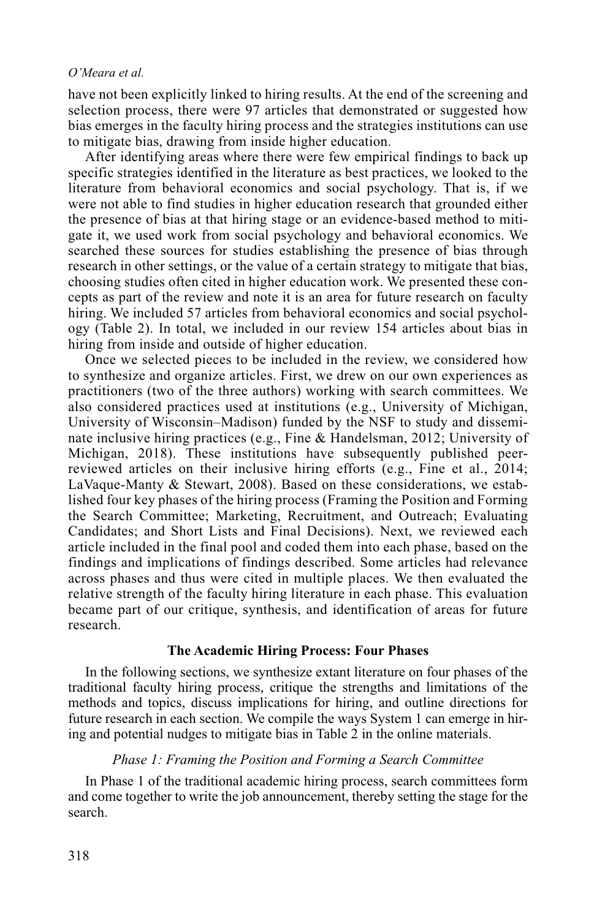have not been explicitly linked to hiring results. At the end of the screening and selection process, there were 97 articles that demonstrated or suggested how bias emerges in the faculty hiring process and the strategies institutions can use to mitigate bias, drawing from inside higher education.

After identifying areas where there were few empirical findings to back up specific strategies identified in the literature as best practices, we looked to the literature from behavioral economics and social psychology. That is, if we were not able to find studies in higher education research that grounded either the presence of bias at that hiring stage or an evidence-based method to mitigate it, we used work from social psychology and behavioral economics. We searched these sources for studies establishing the presence of bias through research in other settings, or the value of a certain strategy to mitigate that bias, choosing studies often cited in higher education work. We presented these concepts as part of the review and note it is an area for future research on faculty hiring. We included 57 articles from behavioral economics and social psychology (Table 2). In total, we included in our review 154 articles about bias in hiring from inside and outside of higher education.

Once we selected pieces to be included in the review, we considered how to synthesize and organize articles. First, we drew on our own experiences as practitioners (two of the three authors) working with search committees. We also considered practices used at institutions (e.g., University of Michigan, University of Wisconsin–Madison) funded by the NSF to study and disseminate inclusive hiring practices (e.g., Fine & Handelsman, 2012; University of Michigan, 2018). These institutions have subsequently published peer-reviewed articles on their inclusive hiring efforts (e.g., Fine et al., 2014; LaVaque-Manty & Stewart, 2008). Based on these considerations, we established four key phases of the hiring process (Framing the Position and Forming the Search Committee; Marketing, Recruitment, and Outreach; Evaluating Candidates; and Short Lists and Final Decisions). Next, we reviewed each article included in the final pool and coded them into each phase, based on the findings and implications of findings described. Some articles had relevance across phases and thus were cited in multiple places. We then evaluated the relative strength of the faculty hiring literature in each phase. This evaluation became part of our critique, synthesis, and identification of areas for future research.

## The Academic Hiring Process: Four Phases

In the following sections, we synthesize extant literature on four phases of the traditional faculty hiring process, critique the strengths and limitations of the methods and topics, discuss implications for hiring, and outline directions for future research in each section. We compile the ways System 1 can emerge in hiring and potential nudges to mitigate bias in Table 2 in the online materials.

### *Phase 1: Framing the Position and Forming a Search Committee*

In Phase 1 of the traditional academic hiring process, search committees form and come together to write the job announcement, thereby setting the stage for the search.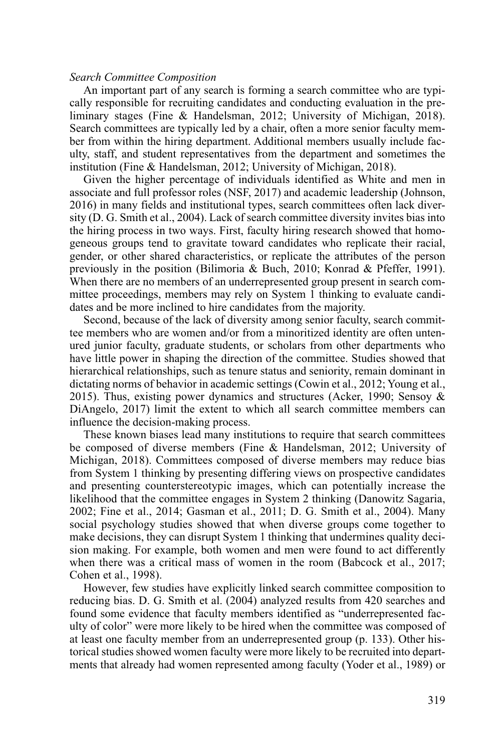*Search Committee Composition*

An important part of any search is forming a search committee who are typically responsible for recruiting candidates and conducting evaluation in the preliminary stages (Fine & Handelsman, 2012; University of Michigan, 2018). Search committees are typically led by a chair, often a more senior faculty member from within the hiring department. Additional members usually include faculty, staff, and student representatives from the department and sometimes the institution (Fine & Handelsman, 2012; University of Michigan, 2018).

Given the higher percentage of individuals identified as White and men in associate and full professor roles (NSF, 2017) and academic leadership (Johnson, 2016) in many fields and institutional types, search committees often lack diversity (D. G. Smith et al., 2004). Lack of search committee diversity invites bias into the hiring process in two ways. First, faculty hiring research showed that homogeneous groups tend to gravitate toward candidates who replicate their racial, gender, or other shared characteristics, or replicate the attributes of the person previously in the position (Bilimoria & Buch, 2010; Konrad & Pfeffer, 1991). When there are no members of an underrepresented group present in search committee proceedings, members may rely on System 1 thinking to evaluate candidates and be more inclined to hire candidates from the majority.

Second, because of the lack of diversity among senior faculty, search committee members who are women and/or from a minoritized identity are often untenured junior faculty, graduate students, or scholars from other departments who have little power in shaping the direction of the committee. Studies showed that hierarchical relationships, such as tenure status and seniority, remain dominant in dictating norms of behavior in academic settings (Cowin et al., 2012; Young et al., 2015). Thus, existing power dynamics and structures (Acker, 1990; Sensoy & DiAngelo, 2017) limit the extent to which all search committee members can influence the decision-making process.

These known biases lead many institutions to require that search committees be composed of diverse members (Fine & Handelsman, 2012; University of Michigan, 2018). Committees composed of diverse members may reduce bias from System 1 thinking by presenting differing views on prospective candidates and presenting counterstereotypic images, which can potentially increase the likelihood that the committee engages in System 2 thinking (Danowitz Sagaria, 2002; Fine et al., 2014; Gasman et al., 2011; D. G. Smith et al., 2004). Many social psychology studies showed that when diverse groups come together to make decisions, they can disrupt System 1 thinking that undermines quality decision making. For example, both women and men were found to act differently when there was a critical mass of women in the room (Babcock et al., 2017; Cohen et al., 1998).

However, few studies have explicitly linked search committee composition to reducing bias. D. G. Smith et al. (2004) analyzed results from 420 searches and found some evidence that faculty members identified as "underrepresented faculty of color" were more likely to be hired when the committee was composed of at least one faculty member from an underrepresented group (p. 133). Other historical studies showed women faculty were more likely to be recruited into departments that already had women represented among faculty (Yoder et al., 1989) or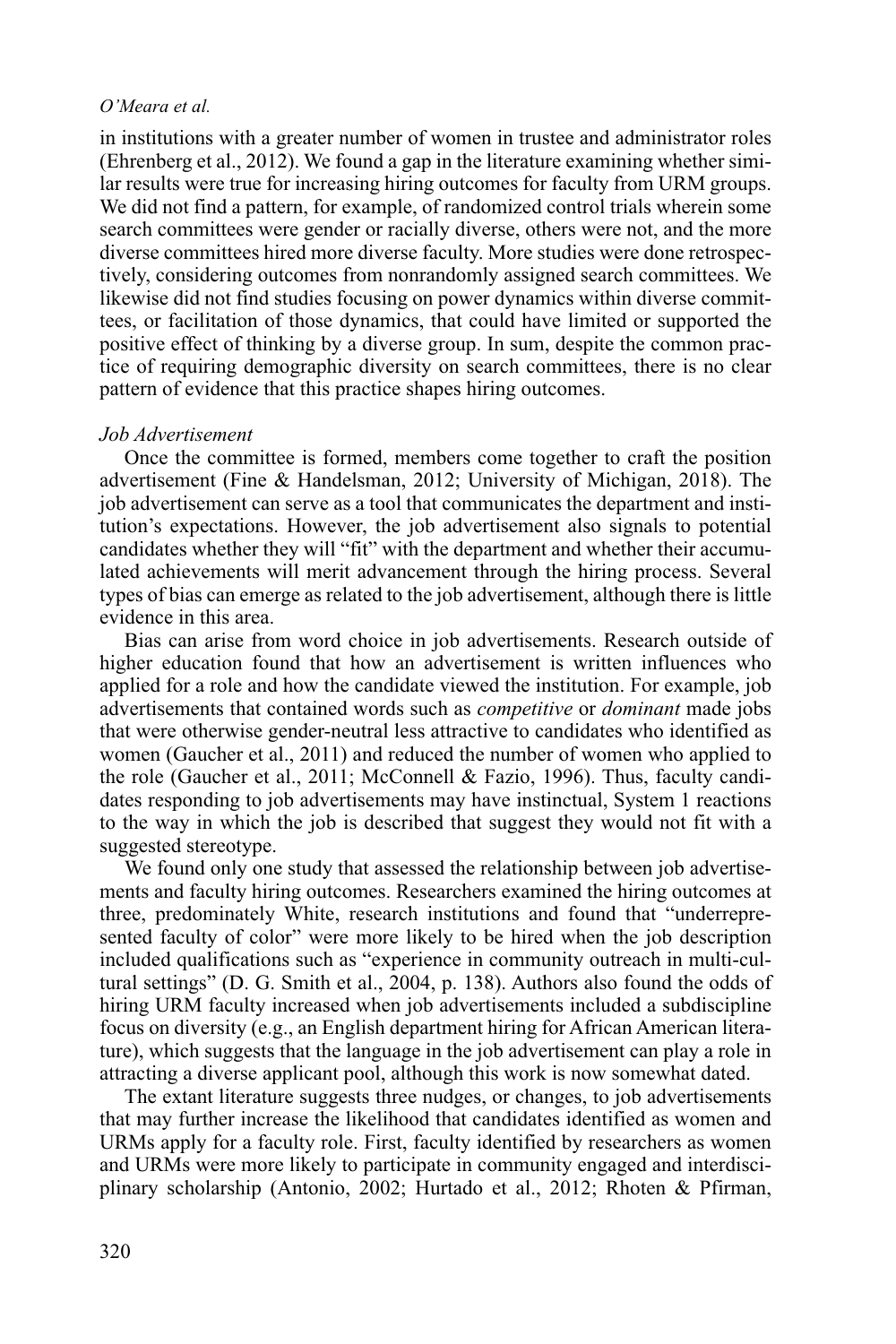in institutions with a greater number of women in trustee and administrator roles (Ehrenberg et al., 2012). We found a gap in the literature examining whether similar results were true for increasing hiring outcomes for faculty from URM groups. We did not find a pattern, for example, of randomized control trials wherein some search committees were gender or racially diverse, others were not, and the more diverse committees hired more diverse faculty. More studies were done retrospectively, considering outcomes from nonrandomly assigned search committees. We likewise did not find studies focusing on power dynamics within diverse committees, or facilitation of those dynamics, that could have limited or supported the positive effect of thinking by a diverse group. In sum, despite the common practice of requiring demographic diversity on search committees, there is no clear pattern of evidence that this practice shapes hiring outcomes.

*Job Advertisement*

Once the committee is formed, members come together to craft the position advertisement (Fine & Handelsman, 2012; University of Michigan, 2018). The job advertisement can serve as a tool that communicates the department and institution's expectations. However, the job advertisement also signals to potential candidates whether they will "fit" with the department and whether their accumulated achievements will merit advancement through the hiring process. Several types of bias can emerge as related to the job advertisement, although there is little evidence in this area.

Bias can arise from word choice in job advertisements. Research outside of higher education found that how an advertisement is written influences who applied for a role and how the candidate viewed the institution. For example, job advertisements that contained words such as *competitive* or *dominant* made jobs that were otherwise gender-neutral less attractive to candidates who identified as women (Gaucher et al., 2011) and reduced the number of women who applied to the role (Gaucher et al., 2011; McConnell & Fazio, 1996). Thus, faculty candidates responding to job advertisements may have instinctual, System 1 reactions to the way in which the job is described that suggest they would not fit with a suggested stereotype.

We found only one study that assessed the relationship between job advertisements and faculty hiring outcomes. Researchers examined the hiring outcomes at three, predominately White, research institutions and found that "underrepresented faculty of color" were more likely to be hired when the job description included qualifications such as "experience in community outreach in multi-cultural settings" (D. G. Smith et al., 2004, p. 138). Authors also found the odds of hiring URM faculty increased when job advertisements included a subdiscipline focus on diversity (e.g., an English department hiring for African American literature), which suggests that the language in the job advertisement can play a role in attracting a diverse applicant pool, although this work is now somewhat dated.

The extant literature suggests three nudges, or changes, to job advertisements that may further increase the likelihood that candidates identified as women and URMs apply for a faculty role. First, faculty identified by researchers as women and URMs were more likely to participate in community engaged and interdisciplinary scholarship (Antonio, 2002; Hurtado et al., 2012; Rhoten & Pfirman,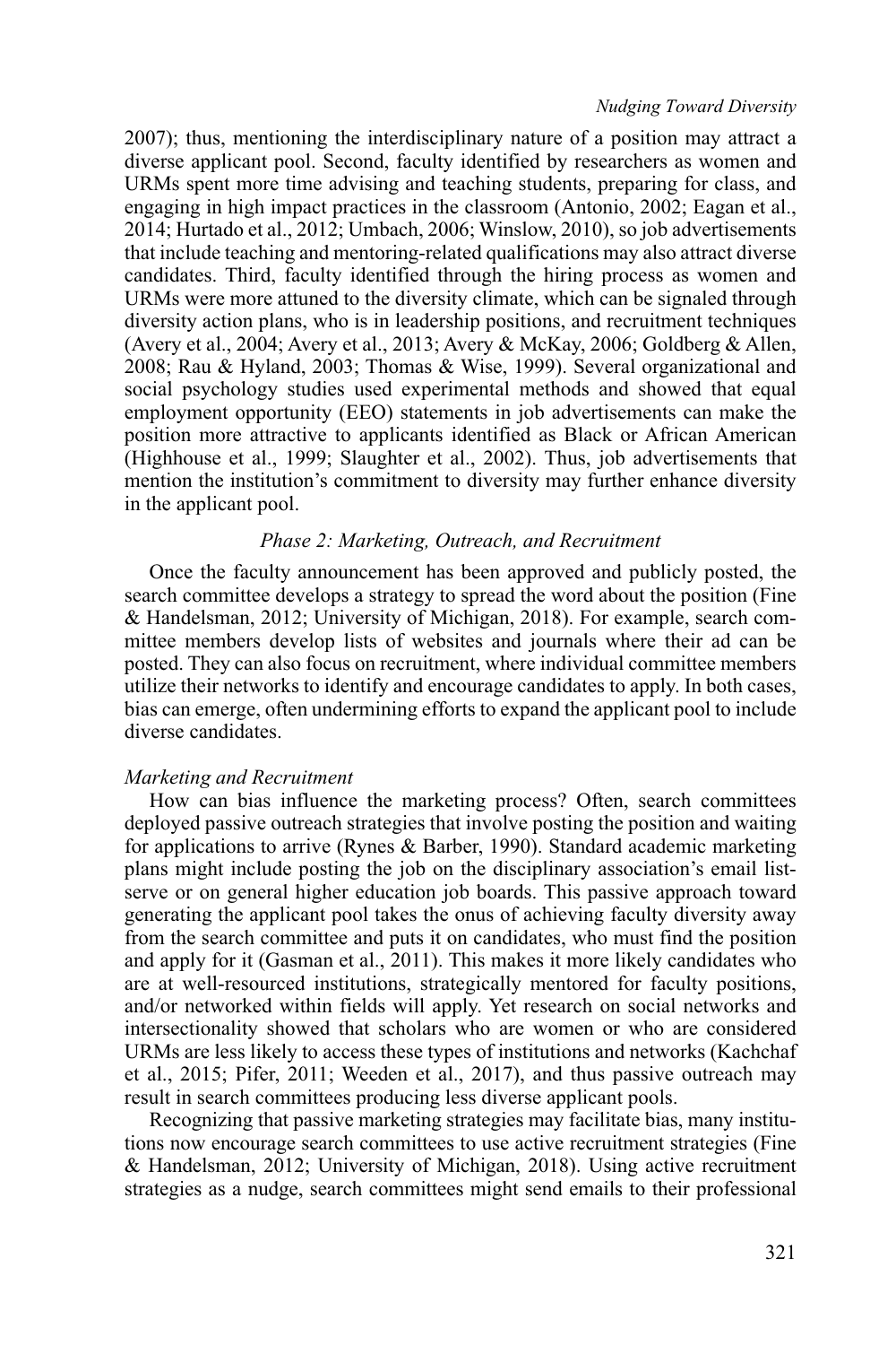2007); thus, mentioning the interdisciplinary nature of a position may attract a diverse applicant pool. Second, faculty identified by researchers as women and URMs spent more time advising and teaching students, preparing for class, and engaging in high impact practices in the classroom (Antonio, 2002; Eagan et al., 2014; Hurtado et al., 2012; Umbach, 2006; Winslow, 2010), so job advertisements that include teaching and mentoring-related qualifications may also attract diverse candidates. Third, faculty identified through the hiring process as women and URMs were more attuned to the diversity climate, which can be signaled through diversity action plans, who is in leadership positions, and recruitment techniques (Avery et al., 2004; Avery et al., 2013; Avery & McKay, 2006; Goldberg & Allen, 2008; Rau & Hyland, 2003; Thomas & Wise, 1999). Several organizational and social psychology studies used experimental methods and showed that equal employment opportunity (EEO) statements in job advertisements can make the position more attractive to applicants identified as Black or African American (Highhouse et al., 1999; Slaughter et al., 2002). Thus, job advertisements that mention the institution's commitment to diversity may further enhance diversity in the applicant pool.

### *Phase 2: Marketing, Outreach, and Recruitment*

Once the faculty announcement has been approved and publicly posted, the search committee develops a strategy to spread the word about the position (Fine & Handelsman, 2012; University of Michigan, 2018). For example, search committee members develop lists of websites and journals where their ad can be posted. They can also focus on recruitment, where individual committee members utilize their networks to identify and encourage candidates to apply. In both cases, bias can emerge, often undermining efforts to expand the applicant pool to include diverse candidates.

#### *Marketing and Recruitment*

How can bias influence the marketing process? Often, search committees deployed passive outreach strategies that involve posting the position and waiting for applications to arrive (Rynes & Barber, 1990). Standard academic marketing plans might include posting the job on the disciplinary association's email listserve or on general higher education job boards. This passive approach toward generating the applicant pool takes the onus of achieving faculty diversity away from the search committee and puts it on candidates, who must find the position and apply for it (Gasman et al., 2011). This makes it more likely candidates who are at well-resourced institutions, strategically mentored for faculty positions, and/or networked within fields will apply. Yet research on social networks and intersectionality showed that scholars who are women or who are considered URMs are less likely to access these types of institutions and networks (Kachchaf et al., 2015; Pifer, 2011; Weeden et al., 2017), and thus passive outreach may result in search committees producing less diverse applicant pools.

Recognizing that passive marketing strategies may facilitate bias, many institutions now encourage search committees to use active recruitment strategies (Fine & Handelsman, 2012; University of Michigan, 2018). Using active recruitment strategies as a nudge, search committees might send emails to their professional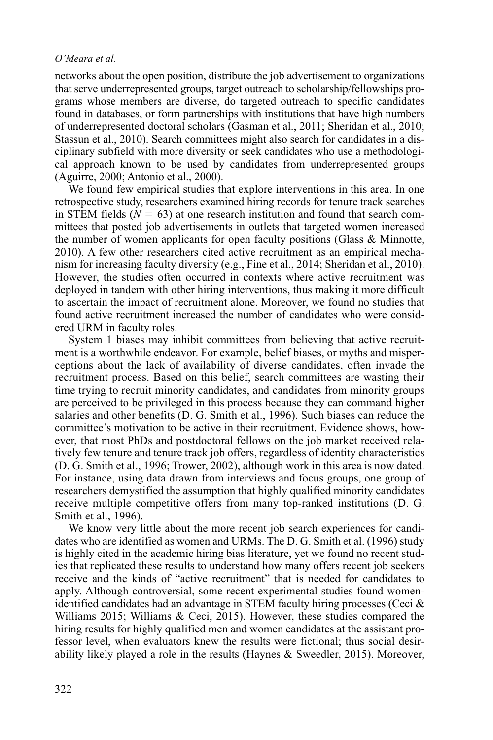networks about the open position, distribute the job advertisement to organizations that serve underrepresented groups, target outreach to scholarship/fellowships programs whose members are diverse, do targeted outreach to specific candidates found in databases, or form partnerships with institutions that have high numbers of underrepresented doctoral scholars (Gasman et al., 2011; Sheridan et al., 2010; Stassun et al., 2010). Search committees might also search for candidates in a disciplinary subfield with more diversity or seek candidates who use a methodological approach known to be used by candidates from underrepresented groups (Aguirre, 2000; Antonio et al., 2000).

We found few empirical studies that explore interventions in this area. In one retrospective study, researchers examined hiring records for tenure track searches in STEM fields ($N = 63$) at one research institution and found that search committees that posted job advertisements in outlets that targeted women increased the number of women applicants for open faculty positions (Glass & Minnotte, 2010). A few other researchers cited active recruitment as an empirical mechanism for increasing faculty diversity (e.g., Fine et al., 2014; Sheridan et al., 2010). However, the studies often occurred in contexts where active recruitment was deployed in tandem with other hiring interventions, thus making it more difficult to ascertain the impact of recruitment alone. Moreover, we found no studies that found active recruitment increased the number of candidates who were considered URM in faculty roles.

System 1 biases may inhibit committees from believing that active recruitment is a worthwhile endeavor. For example, belief biases, or myths and misperceptions about the lack of availability of diverse candidates, often invade the recruitment process. Based on this belief, search committees are wasting their time trying to recruit minority candidates, and candidates from minority groups are perceived to be privileged in this process because they can command higher salaries and other benefits (D. G. Smith et al., 1996). Such biases can reduce the committee's motivation to be active in their recruitment. Evidence shows, however, that most PhDs and postdoctoral fellows on the job market received relatively few tenure and tenure track job offers, regardless of identity characteristics (D. G. Smith et al., 1996; Trower, 2002), although work in this area is now dated. For instance, using data drawn from interviews and focus groups, one group of researchers demystified the assumption that highly qualified minority candidates receive multiple competitive offers from many top-ranked institutions (D. G. Smith et al., 1996).

We know very little about the more recent job search experiences for candidates who are identified as women and URMs. The D. G. Smith et al. (1996) study is highly cited in the academic hiring bias literature, yet we found no recent studies that replicated these results to understand how many offers recent job seekers receive and the kinds of "active recruitment" that is needed for candidates to apply. Although controversial, some recent experimental studies found women-identified candidates had an advantage in STEM faculty hiring processes (Ceci & Williams 2015; Williams & Ceci, 2015). However, these studies compared the hiring results for highly qualified men and women candidates at the assistant professor level, when evaluators knew the results were fictional; thus social desirability likely played a role in the results (Haynes & Sweedler, 2015). Moreover,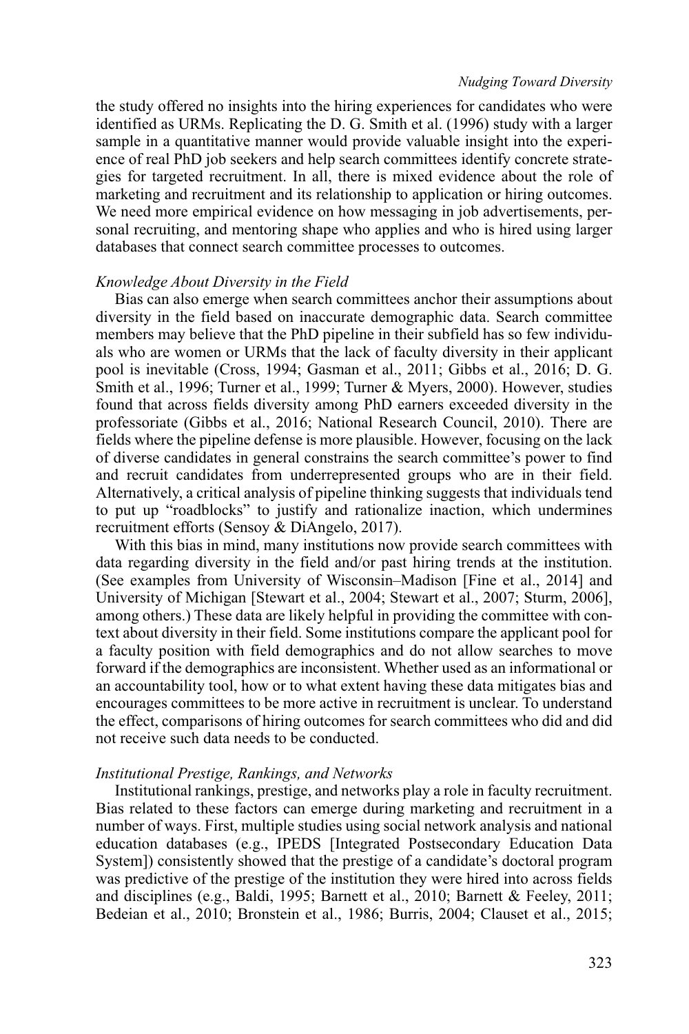the study offered no insights into the hiring experiences for candidates who were identified as URMs. Replicating the D. G. Smith et al. (1996) study with a larger sample in a quantitative manner would provide valuable insight into the experience of real PhD job seekers and help search committees identify concrete strategies for targeted recruitment. In all, there is mixed evidence about the role of marketing and recruitment and its relationship to application or hiring outcomes. We need more empirical evidence on how messaging in job advertisements, personal recruiting, and mentoring shape who applies and who is hired using larger databases that connect search committee processes to outcomes.

*Knowledge About Diversity in the Field*

Bias can also emerge when search committees anchor their assumptions about diversity in the field based on inaccurate demographic data. Search committee members may believe that the PhD pipeline in their subfield has so few individuals who are women or URMs that the lack of faculty diversity in their applicant pool is inevitable (Cross, 1994; Gasman et al., 2011; Gibbs et al., 2016; D. G. Smith et al., 1996; Turner et al., 1999; Turner & Myers, 2000). However, studies found that across fields diversity among PhD earners exceeded diversity in the professoriate (Gibbs et al., 2016; National Research Council, 2010). There are fields where the pipeline defense is more plausible. However, focusing on the lack of diverse candidates in general constrains the search committee's power to find and recruit candidates from underrepresented groups who are in their field. Alternatively, a critical analysis of pipeline thinking suggests that individuals tend to put up "roadblocks" to justify and rationalize inaction, which undermines recruitment efforts (Sensoy & DiAngelo, 2017).

With this bias in mind, many institutions now provide search committees with data regarding diversity in the field and/or past hiring trends at the institution. (See examples from University of Wisconsin–Madison [Fine et al., 2014] and University of Michigan [Stewart et al., 2004; Stewart et al., 2007; Sturm, 2006], among others.) These data are likely helpful in providing the committee with context about diversity in their field. Some institutions compare the applicant pool for a faculty position with field demographics and do not allow searches to move forward if the demographics are inconsistent. Whether used as an informational or an accountability tool, how or to what extent having these data mitigates bias and encourages committees to be more active in recruitment is unclear. To understand the effect, comparisons of hiring outcomes for search committees who did and did not receive such data needs to be conducted.

*Institutional Prestige, Rankings, and Networks*

Institutional rankings, prestige, and networks play a role in faculty recruitment. Bias related to these factors can emerge during marketing and recruitment in a number of ways. First, multiple studies using social network analysis and national education databases (e.g., IPEDS [Integrated Postsecondary Education Data System]) consistently showed that the prestige of a candidate's doctoral program was predictive of the prestige of the institution they were hired into across fields and disciplines (e.g., Baldi, 1995; Barnett et al., 2010; Barnett & Feeley, 2011; Bedeian et al., 2010; Bronstein et al., 1986; Burris, 2004; Clauset et al., 2015;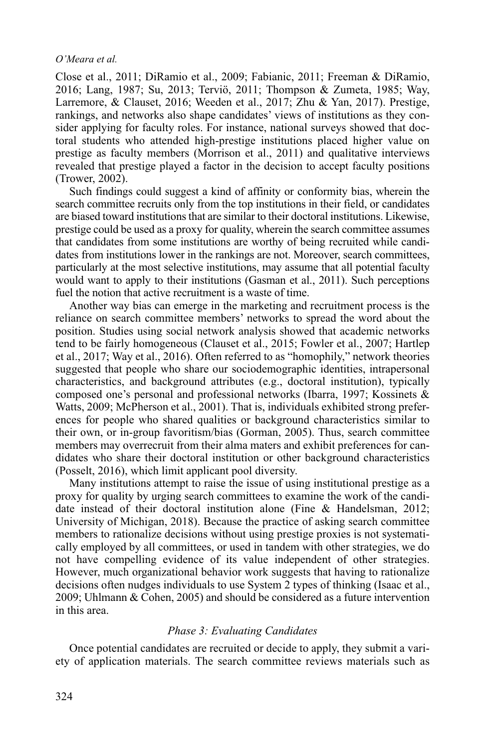Close et al., 2011; DiRamio et al., 2009; Fabianic, 2011; Freeman & DiRamio, 2016; Lang, 1987; Su, 2013; Terviö, 2011; Thompson & Zumeta, 1985; Way, Larremore, & Clauset, 2016; Weeden et al., 2017; Zhu & Yan, 2017). Prestige, rankings, and networks also shape candidates' views of institutions as they consider applying for faculty roles. For instance, national surveys showed that doctoral students who attended high-prestige institutions placed higher value on prestige as faculty members (Morrison et al., 2011) and qualitative interviews revealed that prestige played a factor in the decision to accept faculty positions (Trower, 2002).

Such findings could suggest a kind of affinity or conformity bias, wherein the search committee recruits only from the top institutions in their field, or candidates are biased toward institutions that are similar to their doctoral institutions. Likewise, prestige could be used as a proxy for quality, wherein the search committee assumes that candidates from some institutions are worthy of being recruited while candidates from institutions lower in the rankings are not. Moreover, search committees, particularly at the most selective institutions, may assume that all potential faculty would want to apply to their institutions (Gasman et al., 2011). Such perceptions fuel the notion that active recruitment is a waste of time.

Another way bias can emerge in the marketing and recruitment process is the reliance on search committee members' networks to spread the word about the position. Studies using social network analysis showed that academic networks tend to be fairly homogeneous (Clauset et al., 2015; Fowler et al., 2007; Hartlep et al., 2017; Way et al., 2016). Often referred to as "homophily," network theories suggested that people who share our sociodemographic identities, intrapersonal characteristics, and background attributes (e.g., doctoral institution), typically composed one's personal and professional networks (Ibarra, 1997; Kossinets & Watts, 2009; McPherson et al., 2001). That is, individuals exhibited strong preferences for people who shared qualities or background characteristics similar to their own, or in-group favoritism/bias (Gorman, 2005). Thus, search committee members may overrecruit from their alma maters and exhibit preferences for candidates who share their doctoral institution or other background characteristics (Posselt, 2016), which limit applicant pool diversity.

Many institutions attempt to raise the issue of using institutional prestige as a proxy for quality by urging search committees to examine the work of the candidate instead of their doctoral institution alone (Fine & Handelsman, 2012; University of Michigan, 2018). Because the practice of asking search committee members to rationalize decisions without using prestige proxies is not systematically employed by all committees, or used in tandem with other strategies, we do not have compelling evidence of its value independent of other strategies. However, much organizational behavior work suggests that having to rationalize decisions often nudges individuals to use System 2 types of thinking (Isaac et al., 2009; Uhlmann & Cohen, 2005) and should be considered as a future intervention in this area.

### *Phase 3: Evaluating Candidates*

Once potential candidates are recruited or decide to apply, they submit a variety of application materials. The search committee reviews materials such as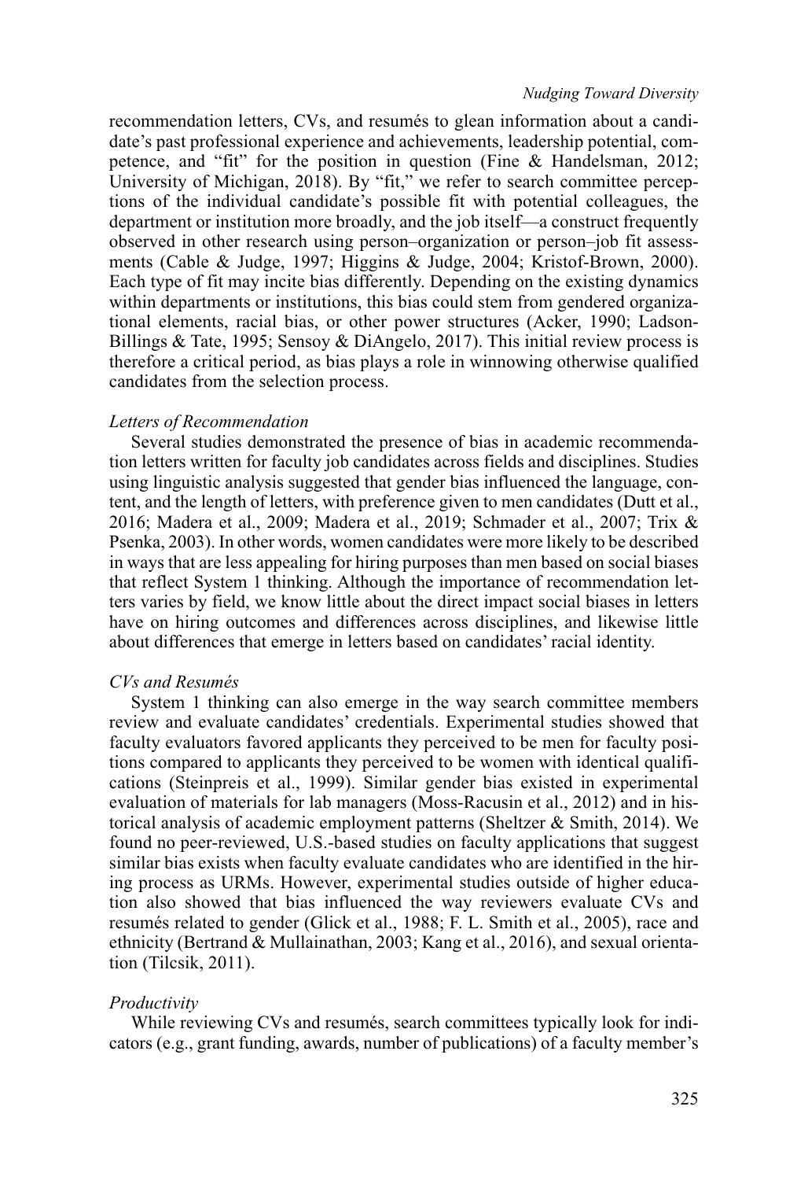recommendation letters, CVs, and resumés to glean information about a candidate's past professional experience and achievements, leadership potential, competence, and "fit" for the position in question (Fine & Handelsman, 2012; University of Michigan, 2018). By "fit," we refer to search committee perceptions of the individual candidate's possible fit with potential colleagues, the department or institution more broadly, and the job itself—a construct frequently observed in other research using person–organization or person–job fit assessments (Cable & Judge, 1997; Higgins & Judge, 2004; Kristof-Brown, 2000). Each type of fit may incite bias differently. Depending on the existing dynamics within departments or institutions, this bias could stem from gendered organizational elements, racial bias, or other power structures (Acker, 1990; Ladson-Billings & Tate, 1995; Sensoy & DiAngelo, 2017). This initial review process is therefore a critical period, as bias plays a role in winnowing otherwise qualified candidates from the selection process.

*Letters of Recommendation*

Several studies demonstrated the presence of bias in academic recommendation letters written for faculty job candidates across fields and disciplines. Studies using linguistic analysis suggested that gender bias influenced the language, content, and the length of letters, with preference given to men candidates (Dutt et al., 2016; Madera et al., 2009; Madera et al., 2019; Schmader et al., 2007; Trix & Psenka, 2003). In other words, women candidates were more likely to be described in ways that are less appealing for hiring purposes than men based on social biases that reflect System 1 thinking. Although the importance of recommendation letters varies by field, we know little about the direct impact social biases in letters have on hiring outcomes and differences across disciplines, and likewise little about differences that emerge in letters based on candidates' racial identity.

*CVs and Resumés*

System 1 thinking can also emerge in the way search committee members review and evaluate candidates' credentials. Experimental studies showed that faculty evaluators favored applicants they perceived to be men for faculty positions compared to applicants they perceived to be women with identical qualifications (Steinpreis et al., 1999). Similar gender bias existed in experimental evaluation of materials for lab managers (Moss-Racusin et al., 2012) and in historical analysis of academic employment patterns (Sheltzer & Smith, 2014). We found no peer-reviewed, U.S.-based studies on faculty applications that suggest similar bias exists when faculty evaluate candidates who are identified in the hiring process as URMs. However, experimental studies outside of higher education also showed that bias influenced the way reviewers evaluate CVs and resumés related to gender (Glick et al., 1988; F. L. Smith et al., 2005), race and ethnicity (Bertrand & Mullainathan, 2003; Kang et al., 2016), and sexual orientation (Tilcsik, 2011).

*Productivity*

While reviewing CVs and resumés, search committees typically look for indicators (e.g., grant funding, awards, number of publications) of a faculty member's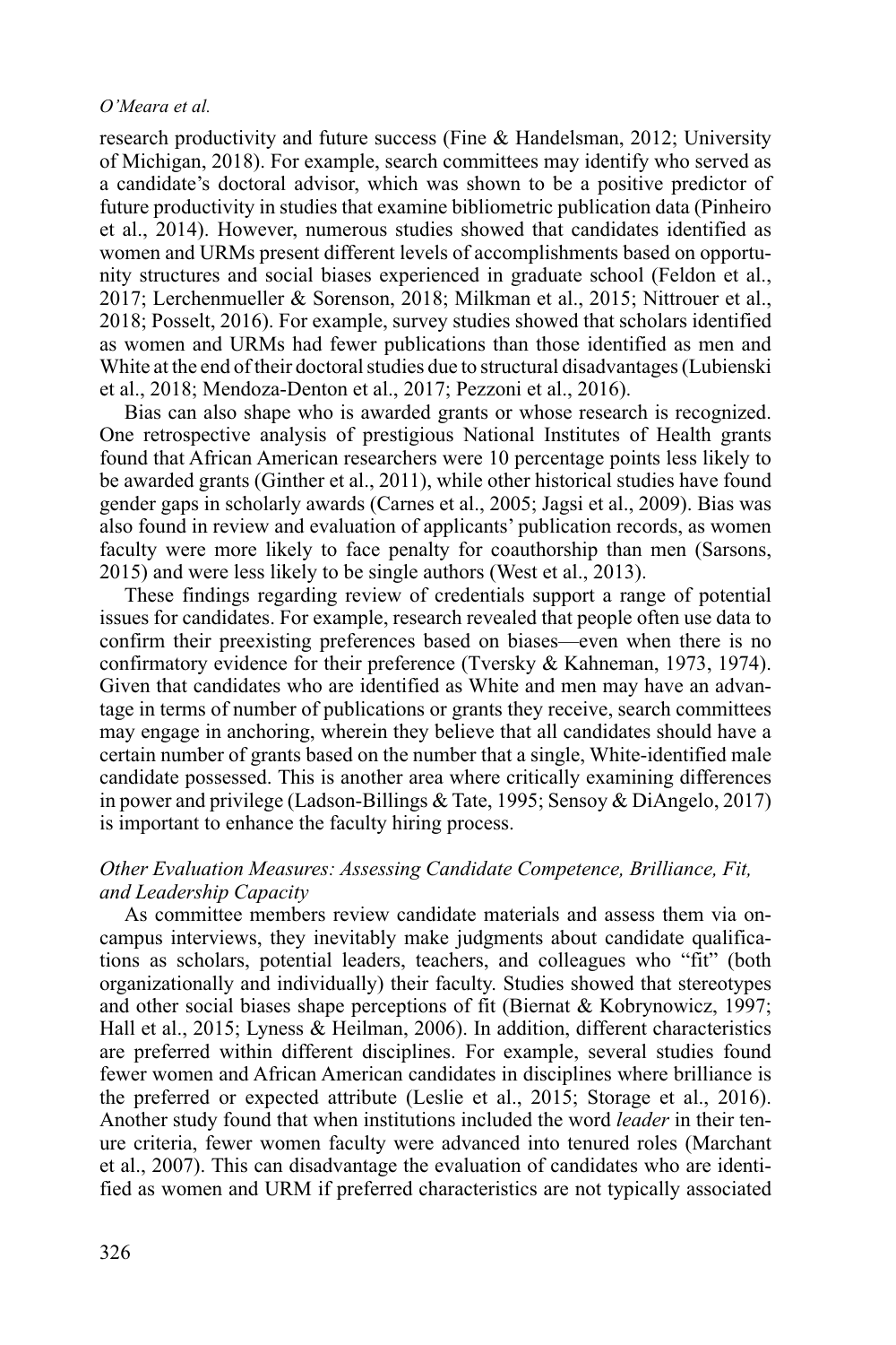research productivity and future success (Fine & Handelsman, 2012; University of Michigan, 2018). For example, search committees may identify who served as a candidate's doctoral advisor, which was shown to be a positive predictor of future productivity in studies that examine bibliometric publication data (Pinheiro et al., 2014). However, numerous studies showed that candidates identified as women and URMs present different levels of accomplishments based on opportunity structures and social biases experienced in graduate school (Feldon et al., 2017; Lerchenmueller & Sorenson, 2018; Milkman et al., 2015; Nittrouer et al., 2018; Posselt, 2016). For example, survey studies showed that scholars identified as women and URMs had fewer publications than those identified as men and White at the end of their doctoral studies due to structural disadvantages (Lubienski et al., 2018; Mendoza-Denton et al., 2017; Pezzoni et al., 2016).

Bias can also shape who is awarded grants or whose research is recognized. One retrospective analysis of prestigious National Institutes of Health grants found that African American researchers were 10 percentage points less likely to be awarded grants (Ginther et al., 2011), while other historical studies have found gender gaps in scholarly awards (Carnes et al., 2005; Jagsi et al., 2009). Bias was also found in review and evaluation of applicants' publication records, as women faculty were more likely to face penalty for coauthorship than men (Sarsons, 2015) and were less likely to be single authors (West et al., 2013).

These findings regarding review of credentials support a range of potential issues for candidates. For example, research revealed that people often use data to confirm their preexisting preferences based on biases—even when there is no confirmatory evidence for their preference (Tversky & Kahneman, 1973, 1974). Given that candidates who are identified as White and men may have an advantage in terms of number of publications or grants they receive, search committees may engage in anchoring, wherein they believe that all candidates should have a certain number of grants based on the number that a single, White-identified male candidate possessed. This is another area where critically examining differences in power and privilege (Ladson-Billings & Tate, 1995; Sensoy & DiAngelo, 2017) is important to enhance the faculty hiring process.

### *Other Evaluation Measures: Assessing Candidate Competence, Brilliance, Fit, and Leadership Capacity*

As committee members review candidate materials and assess them via on-campus interviews, they inevitably make judgments about candidate qualifications as scholars, potential leaders, teachers, and colleagues who "fit" (both organizationally and individually) their faculty. Studies showed that stereotypes and other social biases shape perceptions of fit (Biernat & Kobrynowicz, 1997; Hall et al., 2015; Lyness & Heilman, 2006). In addition, different characteristics are preferred within different disciplines. For example, several studies found fewer women and African American candidates in disciplines where brilliance is the preferred or expected attribute (Leslie et al., 2015; Storage et al., 2016). Another study found that when institutions included the word *leader* in their tenure criteria, fewer women faculty were advanced into tenured roles (Marchant et al., 2007). This can disadvantage the evaluation of candidates who are identified as women and URM if preferred characteristics are not typically associated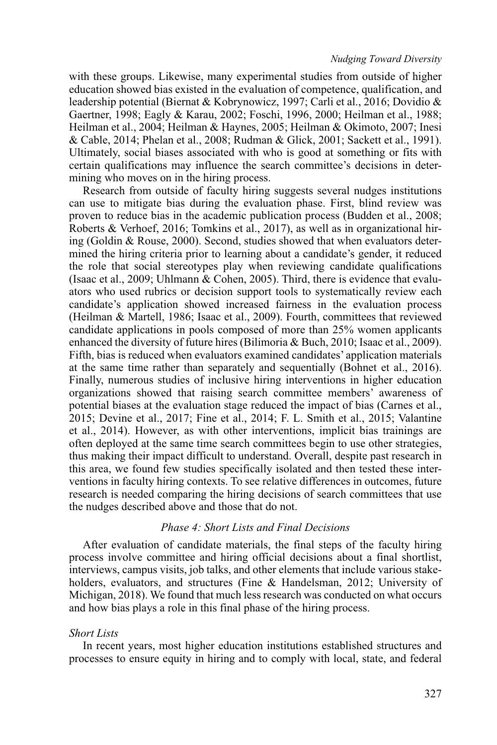with these groups. Likewise, many experimental studies from outside of higher education showed bias existed in the evaluation of competence, qualification, and leadership potential (Biernat & Kobrynowicz, 1997; Carli et al., 2016; Dovidio & Gaertner, 1998; Eagly & Karau, 2002; Foschi, 1996, 2000; Heilman et al., 1988; Heilman et al., 2004; Heilman & Haynes, 2005; Heilman & Okimoto, 2007; Inesi & Cable, 2014; Phelan et al., 2008; Rudman & Glick, 2001; Sackett et al., 1991). Ultimately, social biases associated with who is good at something or fits with certain qualifications may influence the search committee's decisions in determining who moves on in the hiring process.

Research from outside of faculty hiring suggests several nudges institutions can use to mitigate bias during the evaluation phase. First, blind review was proven to reduce bias in the academic publication process (Budden et al., 2008; Roberts & Verhoef, 2016; Tomkins et al., 2017), as well as in organizational hiring (Goldin & Rouse, 2000). Second, studies showed that when evaluators determined the hiring criteria prior to learning about a candidate's gender, it reduced the role that social stereotypes play when reviewing candidate qualifications (Isaac et al., 2009; Uhlmann & Cohen, 2005). Third, there is evidence that evaluators who used rubrics or decision support tools to systematically review each candidate's application showed increased fairness in the evaluation process (Heilman & Martell, 1986; Isaac et al., 2009). Fourth, committees that reviewed candidate applications in pools composed of more than 25% women applicants enhanced the diversity of future hires (Bilimoria & Buch, 2010; Isaac et al., 2009). Fifth, bias is reduced when evaluators examined candidates' application materials at the same time rather than separately and sequentially (Bohnet et al., 2016). Finally, numerous studies of inclusive hiring interventions in higher education organizations showed that raising search committee members' awareness of potential biases at the evaluation stage reduced the impact of bias (Carnes et al., 2015; Devine et al., 2017; Fine et al., 2014; F. L. Smith et al., 2015; Valantine et al., 2014). However, as with other interventions, implicit bias trainings are often deployed at the same time search committees begin to use other strategies, thus making their impact difficult to understand. Overall, despite past research in this area, we found few studies specifically isolated and then tested these interventions in faculty hiring contexts. To see relative differences in outcomes, future research is needed comparing the hiring decisions of search committees that use the nudges described above and those that do not.

### *Phase 4: Short Lists and Final Decisions*

After evaluation of candidate materials, the final steps of the faculty hiring process involve committee and hiring official decisions about a final shortlist, interviews, campus visits, job talks, and other elements that include various stakeholders, evaluators, and structures (Fine & Handelsman, 2012; University of Michigan, 2018). We found that much less research was conducted on what occurs and how bias plays a role in this final phase of the hiring process.

#### *Short Lists*

In recent years, most higher education institutions established structures and processes to ensure equity in hiring and to comply with local, state, and federal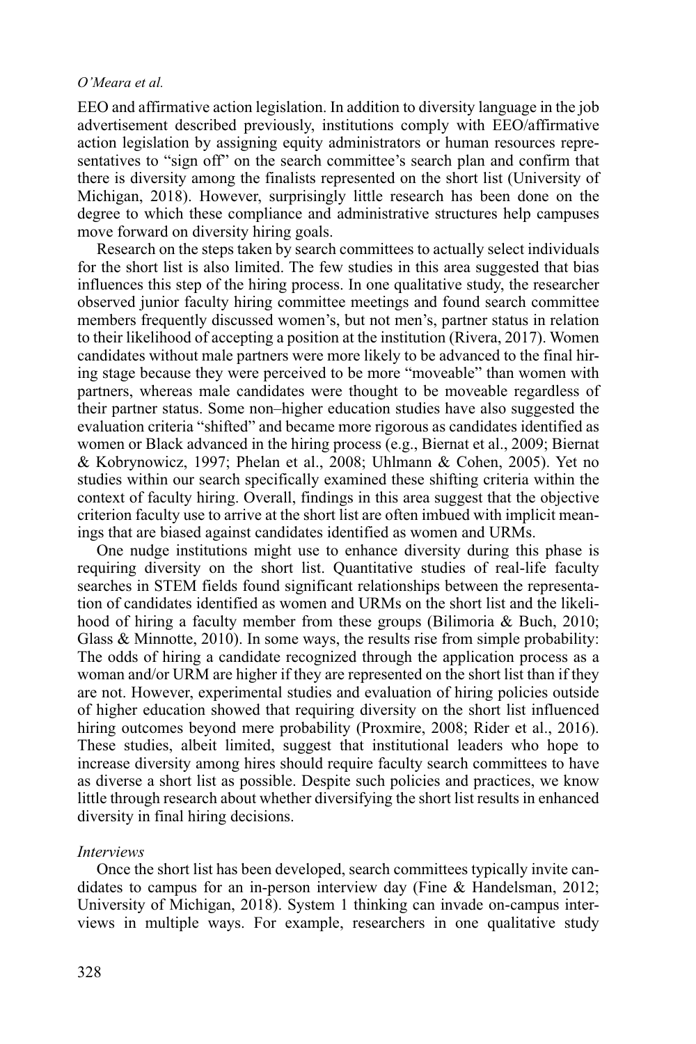EEO and affirmative action legislation. In addition to diversity language in the job advertisement described previously, institutions comply with EEO/affirmative action legislation by assigning equity administrators or human resources representatives to "sign off" on the search committee's search plan and confirm that there is diversity among the finalists represented on the short list (University of Michigan, 2018). However, surprisingly little research has been done on the degree to which these compliance and administrative structures help campuses move forward on diversity hiring goals.

Research on the steps taken by search committees to actually select individuals for the short list is also limited. The few studies in this area suggested that bias influences this step of the hiring process. In one qualitative study, the researcher observed junior faculty hiring committee meetings and found search committee members frequently discussed women's, but not men's, partner status in relation to their likelihood of accepting a position at the institution (Rivera, 2017). Women candidates without male partners were more likely to be advanced to the final hiring stage because they were perceived to be more "moveable" than women with partners, whereas male candidates were thought to be moveable regardless of their partner status. Some non–higher education studies have also suggested the evaluation criteria "shifted" and became more rigorous as candidates identified as women or Black advanced in the hiring process (e.g., Biernat et al., 2009; Biernat & Kobrynowicz, 1997; Phelan et al., 2008; Uhlmann & Cohen, 2005). Yet no studies within our search specifically examined these shifting criteria within the context of faculty hiring. Overall, findings in this area suggest that the objective criterion faculty use to arrive at the short list are often imbued with implicit meanings that are biased against candidates identified as women and URMs.

One nudge institutions might use to enhance diversity during this phase is requiring diversity on the short list. Quantitative studies of real-life faculty searches in STEM fields found significant relationships between the representation of candidates identified as women and URMs on the short list and the likelihood of hiring a faculty member from these groups (Bilimoria & Buch, 2010; Glass & Minnotte, 2010). In some ways, the results rise from simple probability: The odds of hiring a candidate recognized through the application process as a woman and/or URM are higher if they are represented on the short list than if they are not. However, experimental studies and evaluation of hiring policies outside of higher education showed that requiring diversity on the short list influenced hiring outcomes beyond mere probability (Proxmire, 2008; Rider et al., 2016). These studies, albeit limited, suggest that institutional leaders who hope to increase diversity among hires should require faculty search committees to have as diverse a short list as possible. Despite such policies and practices, we know little through research about whether diversifying the short list results in enhanced diversity in final hiring decisions.

*Interviews*

Once the short list has been developed, search committees typically invite candidates to campus for an in-person interview day (Fine & Handelsman, 2012; University of Michigan, 2018). System 1 thinking can invade on-campus interviews in multiple ways. For example, researchers in one qualitative study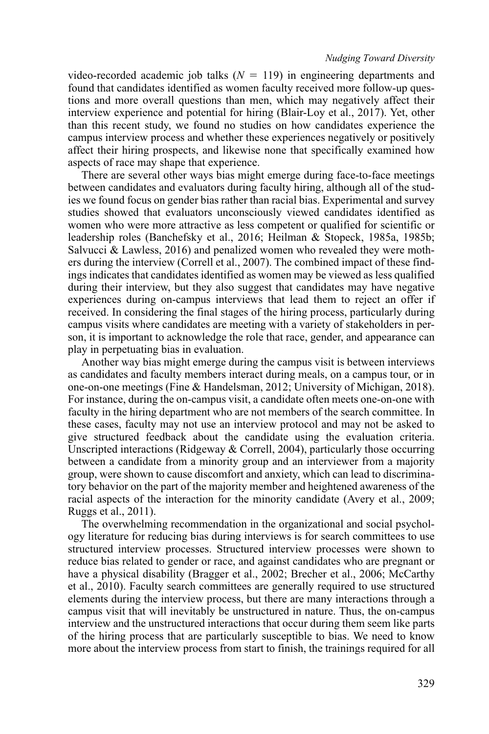video-recorded academic job talks ($N = 119$) in engineering departments and found that candidates identified as women faculty received more follow-up questions and more overall questions than men, which may negatively affect their interview experience and potential for hiring (Blair-Loy et al., 2017). Yet, other than this recent study, we found no studies on how candidates experience the campus interview process and whether these experiences negatively or positively affect their hiring prospects, and likewise none that specifically examined how aspects of race may shape that experience.

There are several other ways bias might emerge during face-to-face meetings between candidates and evaluators during faculty hiring, although all of the studies we found focus on gender bias rather than racial bias. Experimental and survey studies showed that evaluators unconsciously viewed candidates identified as women who were more attractive as less competent or qualified for scientific or leadership roles (Banchefsky et al., 2016; Heilman & Stopeck, 1985a, 1985b; Salvucci & Lawless, 2016) and penalized women who revealed they were mothers during the interview (Correll et al., 2007). The combined impact of these findings indicates that candidates identified as women may be viewed as less qualified during their interview, but they also suggest that candidates may have negative experiences during on-campus interviews that lead them to reject an offer if received. In considering the final stages of the hiring process, particularly during campus visits where candidates are meeting with a variety of stakeholders in person, it is important to acknowledge the role that race, gender, and appearance can play in perpetuating bias in evaluation.

Another way bias might emerge during the campus visit is between interviews as candidates and faculty members interact during meals, on a campus tour, or in one-on-one meetings (Fine & Handelsman, 2012; University of Michigan, 2018). For instance, during the on-campus visit, a candidate often meets one-on-one with faculty in the hiring department who are not members of the search committee. In these cases, faculty may not use an interview protocol and may not be asked to give structured feedback about the candidate using the evaluation criteria. Unscripted interactions (Ridgeway & Correll, 2004), particularly those occurring between a candidate from a minority group and an interviewer from a majority group, were shown to cause discomfort and anxiety, which can lead to discriminatory behavior on the part of the majority member and heightened awareness of the racial aspects of the interaction for the minority candidate (Avery et al., 2009; Ruggs et al., 2011).

The overwhelming recommendation in the organizational and social psychology literature for reducing bias during interviews is for search committees to use structured interview processes. Structured interview processes were shown to reduce bias related to gender or race, and against candidates who are pregnant or have a physical disability (Bragger et al., 2002; Brecher et al., 2006; McCarthy et al., 2010). Faculty search committees are generally required to use structured elements during the interview process, but there are many interactions through a campus visit that will inevitably be unstructured in nature. Thus, the on-campus interview and the unstructured interactions that occur during them seem like parts of the hiring process that are particularly susceptible to bias. We need to know more about the interview process from start to finish, the trainings required for all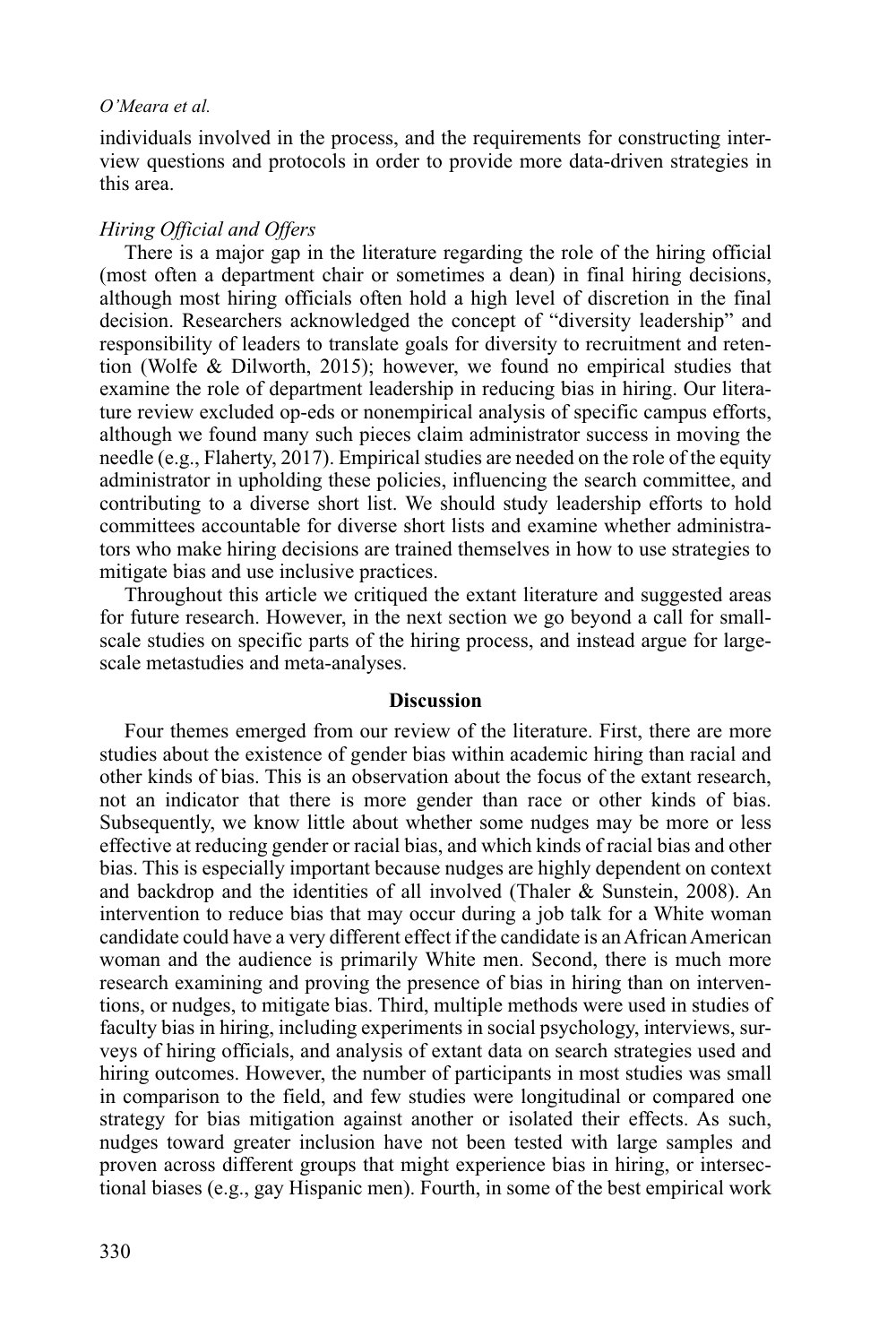individuals involved in the process, and the requirements for constructing interview questions and protocols in order to provide more data-driven strategies in this area.

### *Hiring Official and Offers*

There is a major gap in the literature regarding the role of the hiring official (most often a department chair or sometimes a dean) in final hiring decisions, although most hiring officials often hold a high level of discretion in the final decision. Researchers acknowledged the concept of "diversity leadership" and responsibility of leaders to translate goals for diversity to recruitment and retention (Wolfe & Dilworth, 2015); however, we found no empirical studies that examine the role of department leadership in reducing bias in hiring. Our literature review excluded op-eds or nonempirical analysis of specific campus efforts, although we found many such pieces claim administrator success in moving the needle (e.g., Flaherty, 2017). Empirical studies are needed on the role of the equity administrator in upholding these policies, influencing the search committee, and contributing to a diverse short list. We should study leadership efforts to hold committees accountable for diverse short lists and examine whether administrators who make hiring decisions are trained themselves in how to use strategies to mitigate bias and use inclusive practices.

Throughout this article we critiqued the extant literature and suggested areas for future research. However, in the next section we go beyond a call for small-scale studies on specific parts of the hiring process, and instead argue for large-scale metastudies and meta-analyses.

## Discussion

Four themes emerged from our review of the literature. First, there are more studies about the existence of gender bias within academic hiring than racial and other kinds of bias. This is an observation about the focus of the extant research, not an indicator that there is more gender than race or other kinds of bias. Subsequently, we know little about whether some nudges may be more or less effective at reducing gender or racial bias, and which kinds of racial bias and other bias. This is especially important because nudges are highly dependent on context and backdrop and the identities of all involved (Thaler & Sunstein, 2008). An intervention to reduce bias that may occur during a job talk for a White woman candidate could have a very different effect if the candidate is an African American woman and the audience is primarily White men. Second, there is much more research examining and proving the presence of bias in hiring than on interventions, or nudges, to mitigate bias. Third, multiple methods were used in studies of faculty bias in hiring, including experiments in social psychology, interviews, surveys of hiring officials, and analysis of extant data on search strategies used and hiring outcomes. However, the number of participants in most studies was small in comparison to the field, and few studies were longitudinal or compared one strategy for bias mitigation against another or isolated their effects. As such, nudges toward greater inclusion have not been tested with large samples and proven across different groups that might experience bias in hiring, or intersectional biases (e.g., gay Hispanic men). Fourth, in some of the best empirical work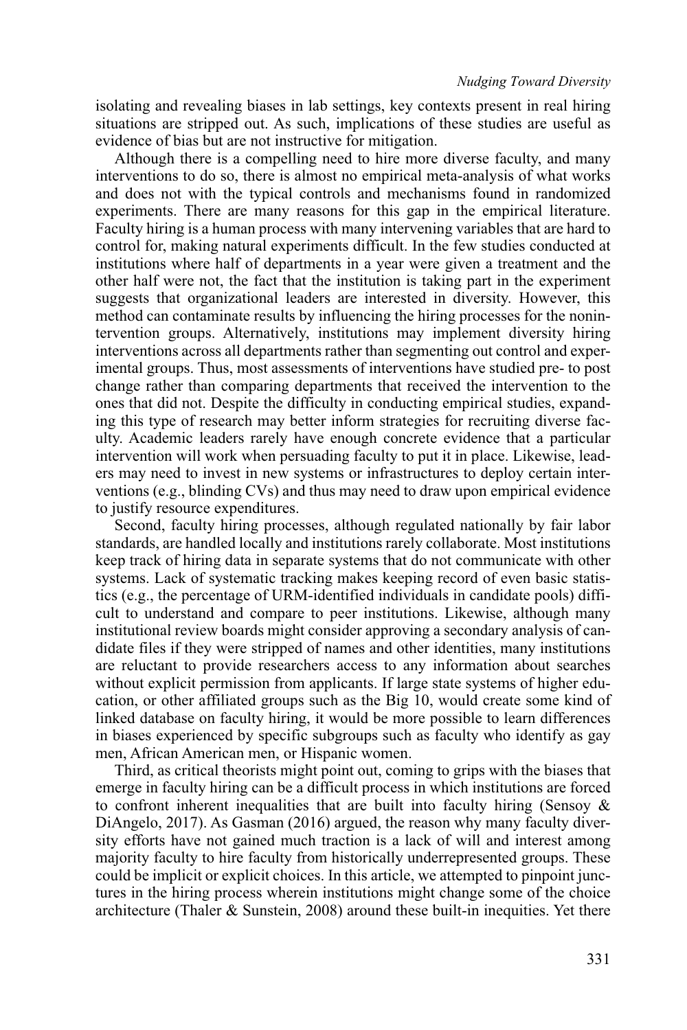isolating and revealing biases in lab settings, key contexts present in real hiring situations are stripped out. As such, implications of these studies are useful as evidence of bias but are not instructive for mitigation.

Although there is a compelling need to hire more diverse faculty, and many interventions to do so, there is almost no empirical meta-analysis of what works and does not with the typical controls and mechanisms found in randomized experiments. There are many reasons for this gap in the empirical literature. Faculty hiring is a human process with many intervening variables that are hard to control for, making natural experiments difficult. In the few studies conducted at institutions where half of departments in a year were given a treatment and the other half were not, the fact that the institution is taking part in the experiment suggests that organizational leaders are interested in diversity. However, this method can contaminate results by influencing the hiring processes for the nonintervention groups. Alternatively, institutions may implement diversity hiring interventions across all departments rather than segmenting out control and experimental groups. Thus, most assessments of interventions have studied pre- to post change rather than comparing departments that received the intervention to the ones that did not. Despite the difficulty in conducting empirical studies, expanding this type of research may better inform strategies for recruiting diverse faculty. Academic leaders rarely have enough concrete evidence that a particular intervention will work when persuading faculty to put it in place. Likewise, leaders may need to invest in new systems or infrastructures to deploy certain interventions (e.g., blinding CVs) and thus may need to draw upon empirical evidence to justify resource expenditures.

Second, faculty hiring processes, although regulated nationally by fair labor standards, are handled locally and institutions rarely collaborate. Most institutions keep track of hiring data in separate systems that do not communicate with other systems. Lack of systematic tracking makes keeping record of even basic statistics (e.g., the percentage of URM-identified individuals in candidate pools) difficult to understand and compare to peer institutions. Likewise, although many institutional review boards might consider approving a secondary analysis of candidate files if they were stripped of names and other identities, many institutions are reluctant to provide researchers access to any information about searches without explicit permission from applicants. If large state systems of higher education, or other affiliated groups such as the Big 10, would create some kind of linked database on faculty hiring, it would be more possible to learn differences in biases experienced by specific subgroups such as faculty who identify as gay men, African American men, or Hispanic women.

Third, as critical theorists might point out, coming to grips with the biases that emerge in faculty hiring can be a difficult process in which institutions are forced to confront inherent inequalities that are built into faculty hiring (Sensoy & DiAngelo, 2017). As Gasman (2016) argued, the reason why many faculty diversity efforts have not gained much traction is a lack of will and interest among majority faculty to hire faculty from historically underrepresented groups. These could be implicit or explicit choices. In this article, we attempted to pinpoint junctures in the hiring process wherein institutions might change some of the choice architecture (Thaler & Sunstein, 2008) around these built-in inequities. Yet there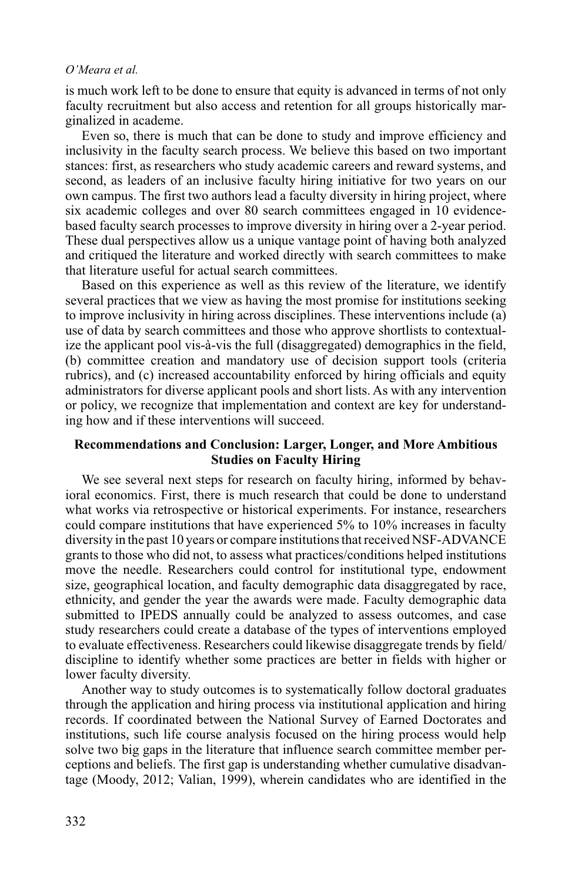is much work left to be done to ensure that equity is advanced in terms of not only faculty recruitment but also access and retention for all groups historically marginalized in academe.

Even so, there is much that can be done to study and improve efficiency and inclusivity in the faculty search process. We believe this based on two important stances: first, as researchers who study academic careers and reward systems, and second, as leaders of an inclusive faculty hiring initiative for two years on our own campus. The first two authors lead a faculty diversity in hiring project, where six academic colleges and over 80 search committees engaged in 10 evidence-based faculty search processes to improve diversity in hiring over a 2-year period. These dual perspectives allow us a unique vantage point of having both analyzed and critiqued the literature and worked directly with search committees to make that literature useful for actual search committees.

Based on this experience as well as this review of the literature, we identify several practices that we view as having the most promise for institutions seeking to improve inclusivity in hiring across disciplines. These interventions include (a) use of data by search committees and those who approve shortlists to contextualize the applicant pool vis-à-vis the full (disaggregated) demographics in the field, (b) committee creation and mandatory use of decision support tools (criteria rubrics), and (c) increased accountability enforced by hiring officials and equity administrators for diverse applicant pools and short lists. As with any intervention or policy, we recognize that implementation and context are key for understanding how and if these interventions will succeed.

## Recommendations and Conclusion: Larger, Longer, and More Ambitious Studies on Faculty Hiring

We see several next steps for research on faculty hiring, informed by behavioral economics. First, there is much research that could be done to understand what works via retrospective or historical experiments. For instance, researchers could compare institutions that have experienced 5% to 10% increases in faculty diversity in the past 10 years or compare institutions that received NSF-ADVANCE grants to those who did not, to assess what practices/conditions helped institutions move the needle. Researchers could control for institutional type, endowment size, geographical location, and faculty demographic data disaggregated by race, ethnicity, and gender the year the awards were made. Faculty demographic data submitted to IPEDS annually could be analyzed to assess outcomes, and case study researchers could create a database of the types of interventions employed to evaluate effectiveness. Researchers could likewise disaggregate trends by field/discipline to identify whether some practices are better in fields with higher or lower faculty diversity.

Another way to study outcomes is to systematically follow doctoral graduates through the application and hiring process via institutional application and hiring records. If coordinated between the National Survey of Earned Doctorates and institutions, such life course analysis focused on the hiring process would help solve two big gaps in the literature that influence search committee member perceptions and beliefs. The first gap is understanding whether cumulative disadvantage (Moody, 2012; Valian, 1999), wherein candidates who are identified in the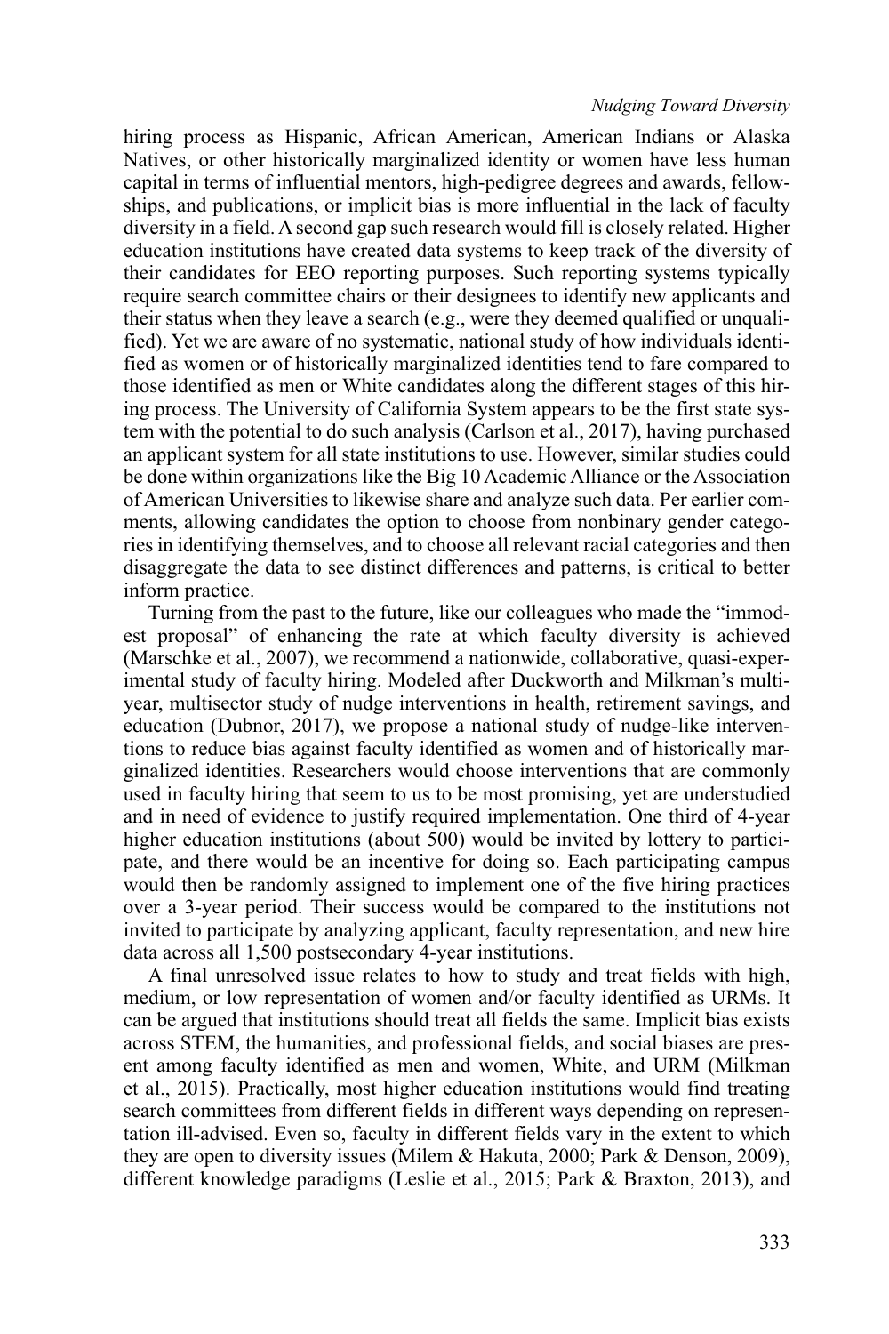hiring process as Hispanic, African American, American Indians or Alaska Natives, or other historically marginalized identity or women have less human capital in terms of influential mentors, high-pedigree degrees and awards, fellowships, and publications, or implicit bias is more influential in the lack of faculty diversity in a field. A second gap such research would fill is closely related. Higher education institutions have created data systems to keep track of the diversity of their candidates for EEO reporting purposes. Such reporting systems typically require search committee chairs or their designees to identify new applicants and their status when they leave a search (e.g., were they deemed qualified or unqualified). Yet we are aware of no systematic, national study of how individuals identified as women or of historically marginalized identities tend to fare compared to those identified as men or White candidates along the different stages of this hiring process. The University of California System appears to be the first state system with the potential to do such analysis (Carlson et al., 2017), having purchased an applicant system for all state institutions to use. However, similar studies could be done within organizations like the Big 10 Academic Alliance or the Association of American Universities to likewise share and analyze such data. Per earlier comments, allowing candidates the option to choose from nonbinary gender categories in identifying themselves, and to choose all relevant racial categories and then disaggregate the data to see distinct differences and patterns, is critical to better inform practice.

Turning from the past to the future, like our colleagues who made the "immodest proposal" of enhancing the rate at which faculty diversity is achieved (Marschke et al., 2007), we recommend a nationwide, collaborative, quasi-experimental study of faculty hiring. Modeled after Duckworth and Milkman's multiyear, multisector study of nudge interventions in health, retirement savings, and education (Dubnor, 2017), we propose a national study of nudge-like interventions to reduce bias against faculty identified as women and of historically marginalized identities. Researchers would choose interventions that are commonly used in faculty hiring that seem to us to be most promising, yet are understudied and in need of evidence to justify required implementation. One third of 4-year higher education institutions (about 500) would be invited by lottery to participate, and there would be an incentive for doing so. Each participating campus would then be randomly assigned to implement one of the five hiring practices over a 3-year period. Their success would be compared to the institutions not invited to participate by analyzing applicant, faculty representation, and new hire data across all 1,500 postsecondary 4-year institutions.

A final unresolved issue relates to how to study and treat fields with high, medium, or low representation of women and/or faculty identified as URMs. It can be argued that institutions should treat all fields the same. Implicit bias exists across STEM, the humanities, and professional fields, and social biases are present among faculty identified as men and women, White, and URM (Milkman et al., 2015). Practically, most higher education institutions would find treating search committees from different fields in different ways depending on representation ill-advised. Even so, faculty in different fields vary in the extent to which they are open to diversity issues (Milem & Hakuta, 2000; Park & Denson, 2009), different knowledge paradigms (Leslie et al., 2015; Park & Braxton, 2013), and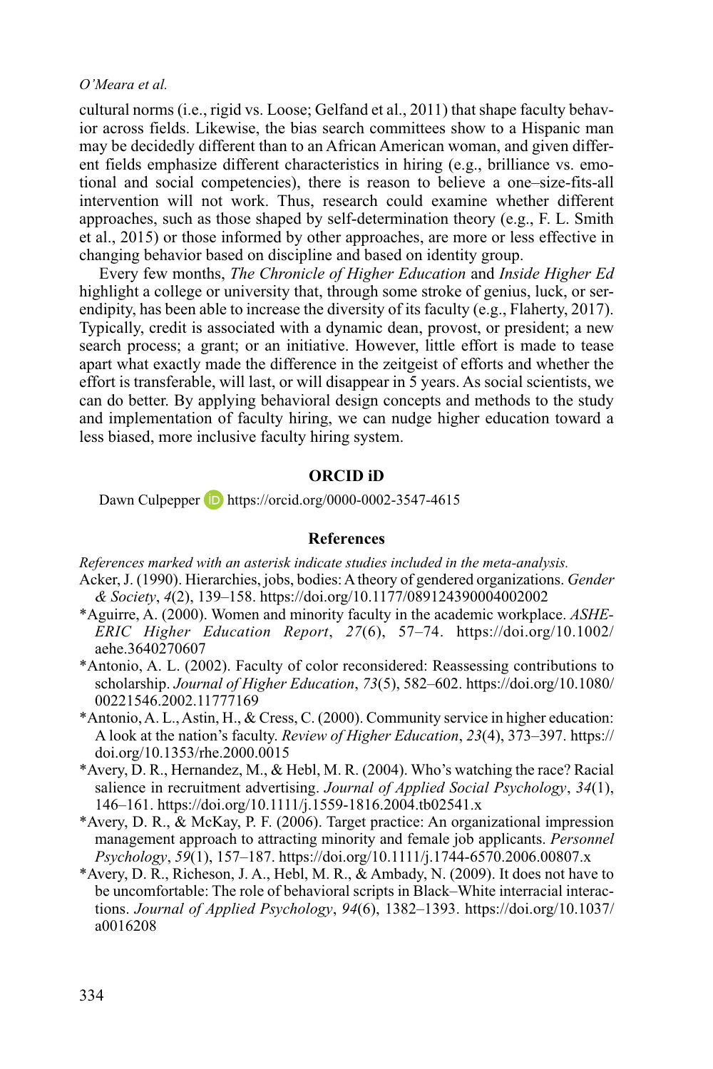cultural norms (i.e., rigid vs. Loose; Gelfand et al., 2011) that shape faculty behavior across fields. Likewise, the bias search committees show to a Hispanic man may be decidedly different than to an African American woman, and given different fields emphasize different characteristics in hiring (e.g., brilliance vs. emotional and social competencies), there is reason to believe a one–size-fits-all intervention will not work. Thus, research could examine whether different approaches, such as those shaped by self-determination theory (e.g., F. L. Smith et al., 2015) or those informed by other approaches, are more or less effective in changing behavior based on discipline and based on identity group.

Every few months, *The Chronicle of Higher Education* and *Inside Higher Ed* highlight a college or university that, through some stroke of genius, luck, or serendipity, has been able to increase the diversity of its faculty (e.g., Flaherty, 2017). Typically, credit is associated with a dynamic dean, provost, or president; a new search process; a grant; or an initiative. However, little effort is made to tease apart what exactly made the difference in the zeitgeist of efforts and whether the effort is transferable, will last, or will disappear in 5 years. As social scientists, we can do better. By applying behavioral design concepts and methods to the study and implementation of faculty hiring, we can nudge higher education toward a less biased, more inclusive faculty hiring system.

## ORCID iD

Dawn Culpepper https://orcid.org/0000-0002-3547-4615

## References

*References marked with an asterisk indicate studies included in the meta-analysis.*

Acker, J. (1990). Hierarchies, jobs, bodies: A theory of gendered organizations. *Gender & Society*, *4*(2), 139–158. https://doi.org/10.1177/089124390004002002

*Aguirre, A. (2000). Women and minority faculty in the academic workplace. *ASHE-ERIC Higher Education Report*, *27*(6), 57–74. https://doi.org/10.1002/aehe.3640270607

*Antonio, A. L. (2002). Faculty of color reconsidered: Reassessing contributions to scholarship. *Journal of Higher Education*, *73*(5), 582–602. https://doi.org/10.1080/00221546.2002.11777169

*Antonio, A. L., Astin, H., & Cress, C. (2000). Community service in higher education: A look at the nation's faculty. *Review of Higher Education*, *23*(4), 373–397. https://doi.org/10.1353/rhe.2000.0015

*Avery, D. R., Hernandez, M., & Hebl, M. R. (2004). Who's watching the race? Racial salience in recruitment advertising. *Journal of Applied Social Psychology*, *34*(1), 146–161. https://doi.org/10.1111/j.1559-1816.2004.tb02541.x

*Avery, D. R., & McKay, P. F. (2006). Target practice: An organizational impression management approach to attracting minority and female job applicants. *Personnel Psychology*, *59*(1), 157–187. https://doi.org/10.1111/j.1744-6570.2006.00807.x

*Avery, D. R., Richeson, J. A., Hebl, M. R., & Ambady, N. (2009). It does not have to be uncomfortable: The role of behavioral scripts in Black–White interracial interactions. *Journal of Applied Psychology*, *94*(6), 1382–1393. https://doi.org/10.1037/a0016208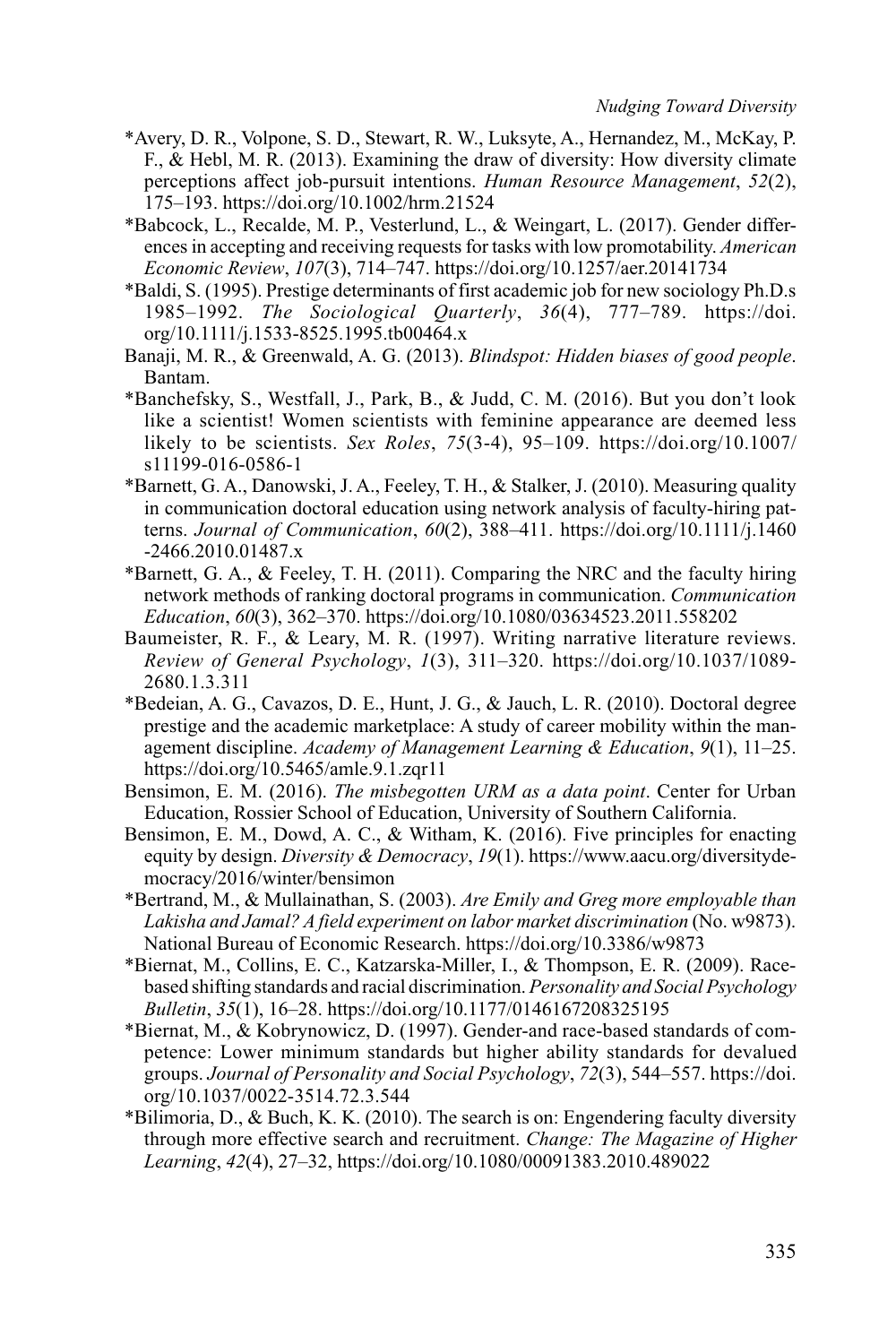*Avery, D. R., Volpone, S. D., Stewart, R. W., Luksyte, A., Hernandez, M., McKay, P. F., & Hebl, M. R. (2013). Examining the draw of diversity: How diversity climate perceptions affect job-pursuit intentions. *Human Resource Management*, *52*(2), 175–193. https://doi.org/10.1002/hrm.21524

*Babcock, L., Recalde, M. P., Vesterlund, L., & Weingart, L. (2017). Gender differences in accepting and receiving requests for tasks with low promotability. *American Economic Review*, *107*(3), 714–747. https://doi.org/10.1257/aer.20141734

*Baldi, S. (1995). Prestige determinants of first academic job for new sociology Ph.D.s 1985–1992. *The Sociological Quarterly*, *36*(4), 777–789. https://doi.org/10.1111/j.1533-8525.1995.tb00464.x

Banaji, M. R., & Greenwald, A. G. (2013). *Blindspot: Hidden biases of good people*. Bantam.

*Banchefsky, S., Westfall, J., Park, B., & Judd, C. M. (2016). But you don't look like a scientist! Women scientists with feminine appearance are deemed less likely to be scientists. *Sex Roles*, *75*(3-4), 95–109. https://doi.org/10.1007/s11199-016-0586-1

*Barnett, G. A., Danowski, J. A., Feeley, T. H., & Stalker, J. (2010). Measuring quality in communication doctoral education using network analysis of faculty-hiring patterns. *Journal of Communication*, *60*(2), 388–411. https://doi.org/10.1111/j.1460-2466.2010.01487.x

*Barnett, G. A., & Feeley, T. H. (2011). Comparing the NRC and the faculty hiring network methods of ranking doctoral programs in communication. *Communication Education*, *60*(3), 362–370. https://doi.org/10.1080/03634523.2011.558202

Baumeister, R. F., & Leary, M. R. (1997). Writing narrative literature reviews. *Review of General Psychology*, *1*(3), 311–320. https://doi.org/10.1037/1089-2680.1.3.311

*Bedeian, A. G., Cavazos, D. E., Hunt, J. G., & Jauch, L. R. (2010). Doctoral degree prestige and the academic marketplace: A study of career mobility within the management discipline. *Academy of Management Learning & Education*, *9*(1), 11–25. https://doi.org/10.5465/amle.9.1.zqr11

Bensimon, E. M. (2016). *The misbegotten URM as a data point*. Center for Urban Education, Rossier School of Education, University of Southern California.

Bensimon, E. M., Dowd, A. C., & Witham, K. (2016). Five principles for enacting equity by design. *Diversity & Democracy*, *19*(1). https://www.aacu.org/diversitydemocracy/2016/winter/bensimon

*Bertrand, M., & Mullainathan, S. (2003). *Are Emily and Greg more employable than Lakisha and Jamal? A field experiment on labor market discrimination* (No. w9873). National Bureau of Economic Research. https://doi.org/10.3386/w9873

*Biernat, M., Collins, E. C., Katzarska-Miller, I., & Thompson, E. R. (2009). Race-based shifting standards and racial discrimination. *Personality and Social Psychology Bulletin*, *35*(1), 16–28. https://doi.org/10.1177/0146167208325195

*Biernat, M., & Kobrynowicz, D. (1997). Gender-and race-based standards of competence: Lower minimum standards but higher ability standards for devalued groups. *Journal of Personality and Social Psychology*, *72*(3), 544–557. https://doi.org/10.1037/0022-3514.72.3.544

*Bilimoria, D., & Buch, K. K. (2010). The search is on: Engendering faculty diversity through more effective search and recruitment. *Change: The Magazine of Higher Learning*, *42*(4), 27–32, https://doi.org/10.1080/00091383.2010.489022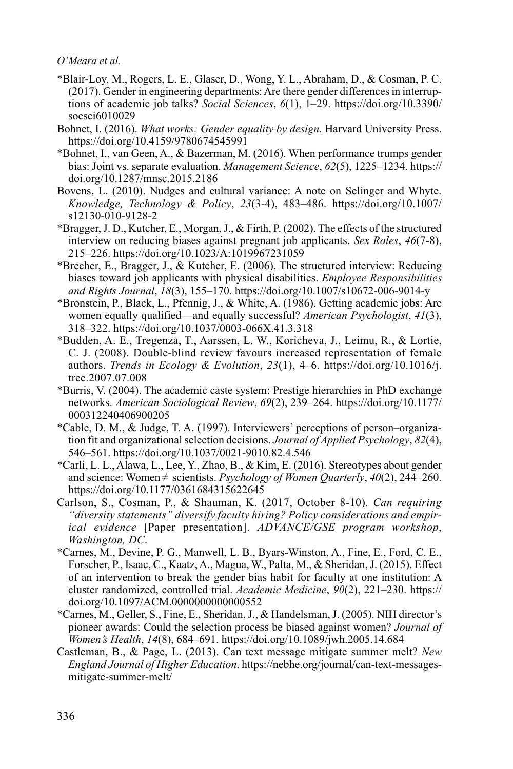*Blair-Loy, M., Rogers, L. E., Glaser, D., Wong, Y. L., Abraham, D., & Cosman, P. C. (2017). Gender in engineering departments: Are there gender differences in interruptions of academic job talks? *Social Sciences*, *6*(1), 1–29. https://doi.org/10.3390/socsci6010029

Bohnet, I. (2016). *What works: Gender equality by design*. Harvard University Press. https://doi.org/10.4159/9780674545991

*Bohnet, I., van Geen, A., & Bazerman, M. (2016). When performance trumps gender bias: Joint vs. separate evaluation. *Management Science*, *62*(5), 1225–1234. https://doi.org/10.1287/mnsc.2015.2186

Bovens, L. (2010). Nudges and cultural variance: A note on Selinger and Whyte. *Knowledge, Technology & Policy*, *23*(3-4), 483–486. https://doi.org/10.1007/s12130-010-9128-2

*Bragger, J. D., Kutcher, E., Morgan, J., & Firth, P. (2002). The effects of the structured interview on reducing biases against pregnant job applicants. *Sex Roles*, *46*(7-8), 215–226. https://doi.org/10.1023/A:1019967231059

*Brecher, E., Bragger, J., & Kutcher, E. (2006). The structured interview: Reducing biases toward job applicants with physical disabilities. *Employee Responsibilities and Rights Journal*, *18*(3), 155–170. https://doi.org/10.1007/s10672-006-9014-y

*Bronstein, P., Black, L., Pfennig, J., & White, A. (1986). Getting academic jobs: Are women equally qualified—and equally successful? *American Psychologist*, *41*(3), 318–322. https://doi.org/10.1037/0003-066X.41.3.318

*Budden, A. E., Tregenza, T., Aarssen, L. W., Koricheva, J., Leimu, R., & Lortie, C. J. (2008). Double-blind review favours increased representation of female authors. *Trends in Ecology & Evolution*, *23*(1), 4–6. https://doi.org/10.1016/j.tree.2007.07.008

*Burris, V. (2004). The academic caste system: Prestige hierarchies in PhD exchange networks. *American Sociological Review*, *69*(2), 239–264. https://doi.org/10.1177/000312240406900205

*Cable, D. M., & Judge, T. A. (1997). Interviewers' perceptions of person–organization fit and organizational selection decisions. *Journal of Applied Psychology*, *82*(4), 546–561. https://doi.org/10.1037/0021-9010.82.4.546

*Carli, L. L., Alawa, L., Lee, Y., Zhao, B., & Kim, E. (2016). Stereotypes about gender and science: Women ≠ scientists. *Psychology of Women Quarterly*, *40*(2), 244–260. https://doi.org/10.1177/0361684315622645

Carlson, S., Cosman, P., & Shauman, K. (2017, October 8-10). *Can requiring "diversity statements" diversify faculty hiring? Policy considerations and empirical evidence* [Paper presentation]. *ADVANCE/GSE program workshop*, *Washington, DC*.

*Carnes, M., Devine, P. G., Manwell, L. B., Byars-Winston, A., Fine, E., Ford, C. E., Forscher, P., Isaac, C., Kaatz, A., Magua, W., Palta, M., & Sheridan, J. (2015). Effect of an intervention to break the gender bias habit for faculty at one institution: A cluster randomized, controlled trial. *Academic Medicine*, *90*(2), 221–230. https://doi.org/10.1097/ACM.0000000000000552

*Carnes, M., Geller, S., Fine, E., Sheridan, J., & Handelsman, J. (2005). NIH director's pioneer awards: Could the selection process be biased against women? *Journal of Women's Health*, *14*(8), 684–691. https://doi.org/10.1089/jwh.2005.14.684

Castleman, B., & Page, L. (2013). Can text message mitigate summer melt? *New England Journal of Higher Education*. https://nebhe.org/journal/can-text-messages-mitigate-summer-melt/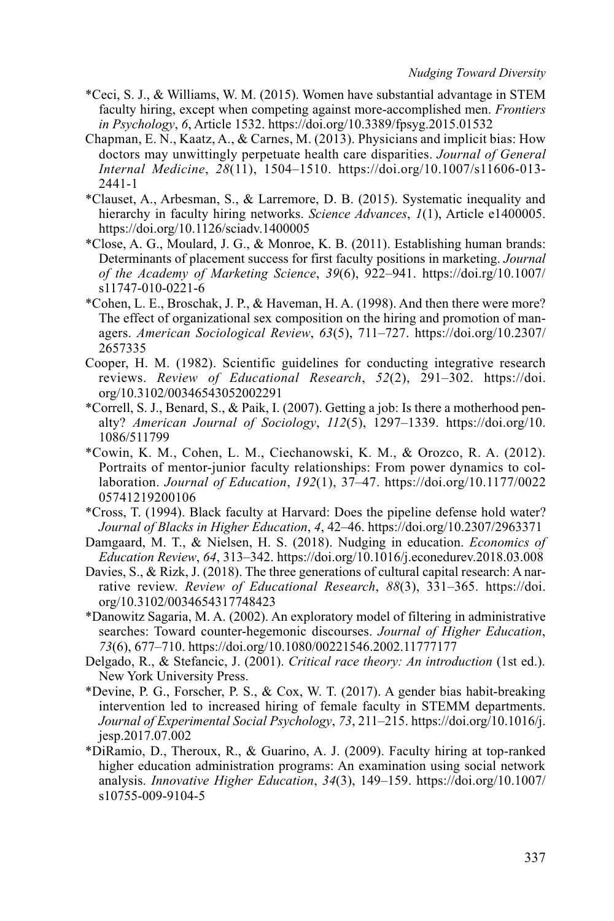*Ceci, S. J., & Williams, W. M. (2015). Women have substantial advantage in STEM faculty hiring, except when competing against more-accomplished men. *Frontiers in Psychology*, *6*, Article 1532. https://doi.org/10.3389/fpsyg.2015.01532

Chapman, E. N., Kaatz, A., & Carnes, M. (2013). Physicians and implicit bias: How doctors may unwittingly perpetuate health care disparities. *Journal of General Internal Medicine*, *28*(11), 1504–1510. https://doi.org/10.1007/s11606-013-2441-1

*Clauset, A., Arbesman, S., & Larremore, D. B. (2015). Systematic inequality and hierarchy in faculty hiring networks. *Science Advances*, *1*(1), Article e1400005. https://doi.org/10.1126/sciadv.1400005

*Close, A. G., Moulard, J. G., & Monroe, K. B. (2011). Establishing human brands: Determinants of placement success for first faculty positions in marketing. *Journal of the Academy of Marketing Science*, *39*(6), 922–941. https://doi.rg/10.1007/s11747-010-0221-6

*Cohen, L. E., Broschak, J. P., & Haveman, H. A. (1998). And then there were more? The effect of organizational sex composition on the hiring and promotion of managers. *American Sociological Review*, *63*(5), 711–727. https://doi.org/10.2307/2657335

Cooper, H. M. (1982). Scientific guidelines for conducting integrative research reviews. *Review of Educational Research*, *52*(2), 291–302. https://doi.org/10.3102/00346543052002291

*Correll, S. J., Benard, S., & Paik, I. (2007). Getting a job: Is there a motherhood penalty? *American Journal of Sociology*, *112*(5), 1297–1339. https://doi.org/10.1086/511799

*Cowin, K. M., Cohen, L. M., Ciechanowski, K. M., & Orozco, R. A. (2012). Portraits of mentor-junior faculty relationships: From power dynamics to collaboration. *Journal of Education*, *192*(1), 37–47. https://doi.org/10.1177/002205741219200106

*Cross, T. (1994). Black faculty at Harvard: Does the pipeline defense hold water? *Journal of Blacks in Higher Education*, *4*, 42–46. https://doi.org/10.2307/2963371

Damgaard, M. T., & Nielsen, H. S. (2018). Nudging in education. *Economics of Education Review*, *64*, 313–342. https://doi.org/10.1016/j.econedurev.2018.03.008

Davies, S., & Rizk, J. (2018). The three generations of cultural capital research: A narrative review. *Review of Educational Research*, *88*(3), 331–365. https://doi.org/10.3102/0034654317748423

*Danowitz Sagaria, M. A. (2002). An exploratory model of filtering in administrative searches: Toward counter-hegemonic discourses. *Journal of Higher Education*, *73*(6), 677–710. https://doi.org/10.1080/00221546.2002.11777177

Delgado, R., & Stefancic, J. (2001). *Critical race theory: An introduction* (1st ed.). New York University Press.

*Devine, P. G., Forscher, P. S., & Cox, W. T. (2017). A gender bias habit-breaking intervention led to increased hiring of female faculty in STEMM departments. *Journal of Experimental Social Psychology*, *73*, 211–215. https://doi.org/10.1016/j.jesp.2017.07.002

*DiRamio, D., Theroux, R., & Guarino, A. J. (2009). Faculty hiring at top-ranked higher education administration programs: An examination using social network analysis. *Innovative Higher Education*, *34*(3), 149–159. https://doi.org/10.1007/s10755-009-9104-5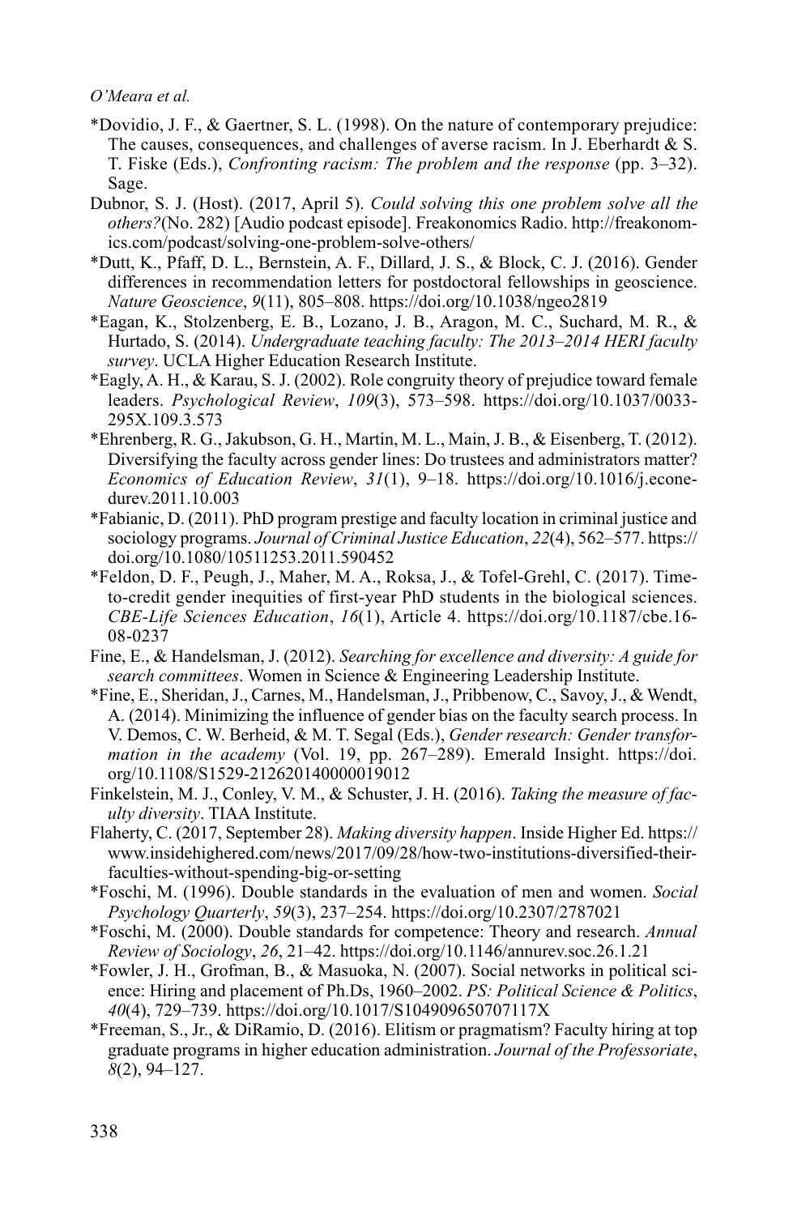*Dovidio, J. F., & Gaertner, S. L. (1998). On the nature of contemporary prejudice: The causes, consequences, and challenges of averse racism. In J. Eberhardt & S. T. Fiske (Eds.), *Confronting racism: The problem and the response* (pp. 3–32). Sage.

Dubnor, S. J. (Host). (2017, April 5). *Could solving this one problem solve all the others?*(No. 282) [Audio podcast episode]. Freakonomics Radio. http://freakonomics.com/podcast/solving-one-problem-solve-others/

*Dutt, K., Pfaff, D. L., Bernstein, A. F., Dillard, J. S., & Block, C. J. (2016). Gender differences in recommendation letters for postdoctoral fellowships in geoscience. *Nature Geoscience*, *9*(11), 805–808. https://doi.org/10.1038/ngeo2819

*Eagan, K., Stolzenberg, E. B., Lozano, J. B., Aragon, M. C., Suchard, M. R., & Hurtado, S. (2014). *Undergraduate teaching faculty: The 2013–2014 HERI faculty survey*. UCLA Higher Education Research Institute.

*Eagly, A. H., & Karau, S. J. (2002). Role congruity theory of prejudice toward female leaders. *Psychological Review*, *109*(3), 573–598. https://doi.org/10.1037/0033-295X.109.3.573

*Ehrenberg, R. G., Jakubson, G. H., Martin, M. L., Main, J. B., & Eisenberg, T. (2012). Diversifying the faculty across gender lines: Do trustees and administrators matter? *Economics of Education Review*, *31*(1), 9–18. https://doi.org/10.1016/j.econedurev.2011.10.003

*Fabianic, D. (2011). PhD program prestige and faculty location in criminal justice and sociology programs. *Journal of Criminal Justice Education*, *22*(4), 562–577. https://doi.org/10.1080/10511253.2011.590452

*Feldon, D. F., Peugh, J., Maher, M. A., Roksa, J., & Tofel-Grehl, C. (2017). Time-to-credit gender inequities of first-year PhD students in the biological sciences. *CBE-Life Sciences Education*, *16*(1), Article 4. https://doi.org/10.1187/cbe.16-08-0237

Fine, E., & Handelsman, J. (2012). *Searching for excellence and diversity: A guide for search committees*. Women in Science & Engineering Leadership Institute.

*Fine, E., Sheridan, J., Carnes, M., Handelsman, J., Pribbenow, C., Savoy, J., & Wendt, A. (2014). Minimizing the influence of gender bias on the faculty search process. In V. Demos, C. W. Berheid, & M. T. Segal (Eds.), *Gender research: Gender transformation in the academy* (Vol. 19, pp. 267–289). Emerald Insight. https://doi.org/10.1108/S1529-212620140000019012

Finkelstein, M. J., Conley, V. M., & Schuster, J. H. (2016). *Taking the measure of faculty diversity*. TIAA Institute.

Flaherty, C. (2017, September 28). *Making diversity happen*. Inside Higher Ed. https://www.insidehighered.com/news/2017/09/28/how-two-institutions-diversified-their-faculties-without-spending-big-or-setting

*Foschi, M. (1996). Double standards in the evaluation of men and women. *Social Psychology Quarterly*, *59*(3), 237–254. https://doi.org/10.2307/2787021

*Foschi, M. (2000). Double standards for competence: Theory and research. *Annual Review of Sociology*, *26*, 21–42. https://doi.org/10.1146/annurev.soc.26.1.21

*Fowler, J. H., Grofman, B., & Masuoka, N. (2007). Social networks in political science: Hiring and placement of Ph.Ds, 1960–2002. *PS: Political Science & Politics*, *40*(4), 729–739. https://doi.org/10.1017/S104909650707117X

*Freeman, S., Jr., & DiRamio, D. (2016). Elitism or pragmatism? Faculty hiring at top graduate programs in higher education administration. *Journal of the Professoriate*, *8*(2), 94–127.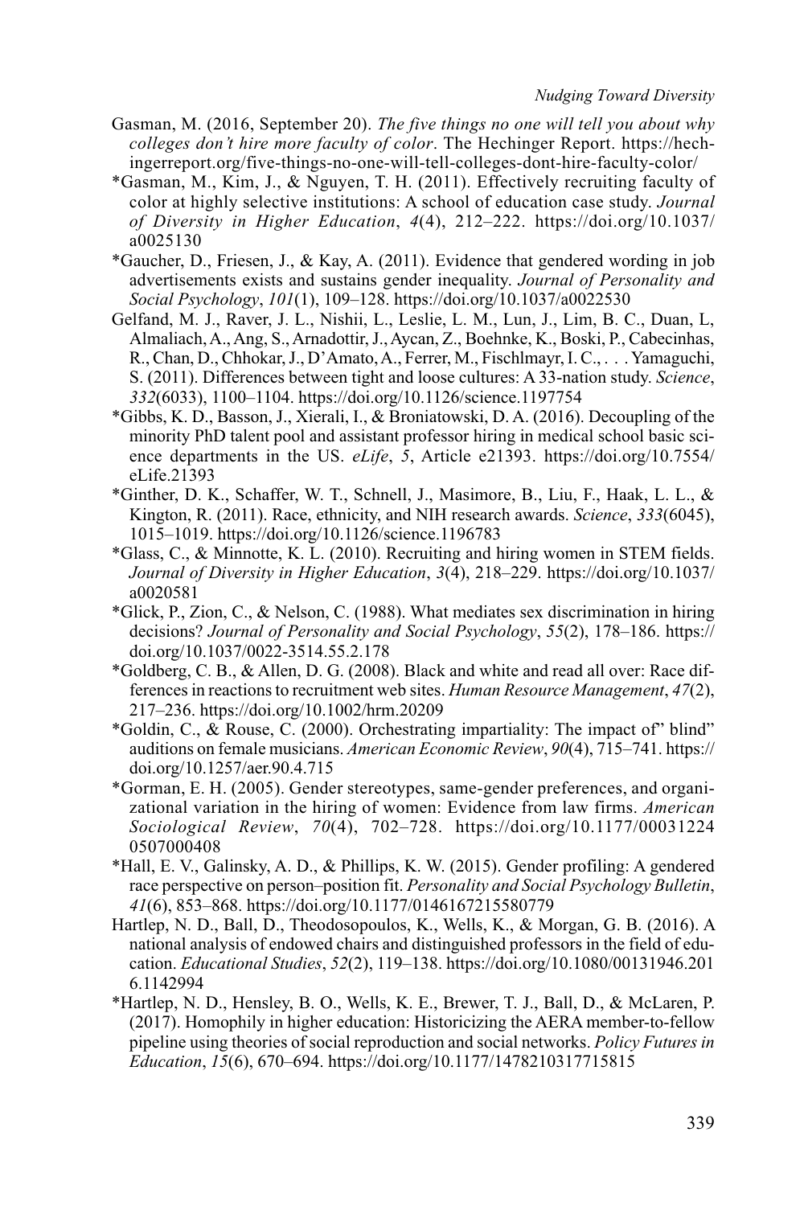Gasman, M. (2016, September 20). *The five things no one will tell you about why colleges don't hire more faculty of color*. The Hechinger Report. https://hechingerreport.org/five-things-no-one-will-tell-colleges-dont-hire-faculty-color/

*Gasman, M., Kim, J., & Nguyen, T. H. (2011). Effectively recruiting faculty of color at highly selective institutions: A school of education case study. *Journal of Diversity in Higher Education*, *4*(4), 212–222. https://doi.org/10.1037/a0025130

*Gaucher, D., Friesen, J., & Kay, A. (2011). Evidence that gendered wording in job advertisements exists and sustains gender inequality. *Journal of Personality and Social Psychology*, *101*(1), 109–128. https://doi.org/10.1037/a0022530

Gelfand, M. J., Raver, J. L., Nishii, L., Leslie, L. M., Lun, J., Lim, B. C., Duan, L, Almaliach, A., Ang, S., Arnadottir, J., Aycan, Z., Boehnke, K., Boski, P., Cabecinhas, R., Chan, D., Chhokar, J., D'Amato, A., Ferrer, M., Fischlmayr, I. C., . . . Yamaguchi, S. (2011). Differences between tight and loose cultures: A 33-nation study. *Science*, *332*(6033), 1100–1104. https://doi.org/10.1126/science.1197754

*Gibbs, K. D., Basson, J., Xierali, I., & Broniatowski, D. A. (2016). Decoupling of the minority PhD talent pool and assistant professor hiring in medical school basic science departments in the US. *eLife*, *5*, Article e21393. https://doi.org/10.7554/eLife.21393

*Ginther, D. K., Schaffer, W. T., Schnell, J., Masimore, B., Liu, F., Haak, L. L., & Kington, R. (2011). Race, ethnicity, and NIH research awards. *Science*, *333*(6045), 1015–1019. https://doi.org/10.1126/science.1196783

*Glass, C., & Minnotte, K. L. (2010). Recruiting and hiring women in STEM fields. *Journal of Diversity in Higher Education*, *3*(4), 218–229. https://doi.org/10.1037/a0020581

*Glick, P., Zion, C., & Nelson, C. (1988). What mediates sex discrimination in hiring decisions? *Journal of Personality and Social Psychology*, *55*(2), 178–186. https://doi.org/10.1037/0022-3514.55.2.178

*Goldberg, C. B., & Allen, D. G. (2008). Black and white and read all over: Race differences in reactions to recruitment web sites. *Human Resource Management*, *47*(2), 217–236. https://doi.org/10.1002/hrm.20209

*Goldin, C., & Rouse, C. (2000). Orchestrating impartiality: The impact of" blind" auditions on female musicians. *American Economic Review*, *90*(4), 715–741. https://doi.org/10.1257/aer.90.4.715

*Gorman, E. H. (2005). Gender stereotypes, same-gender preferences, and organizational variation in the hiring of women: Evidence from law firms. *American Sociological Review*, *70*(4), 702–728. https://doi.org/10.1177/000312240507000408

*Hall, E. V., Galinsky, A. D., & Phillips, K. W. (2015). Gender profiling: A gendered race perspective on person–position fit. *Personality and Social Psychology Bulletin*, *41*(6), 853–868. https://doi.org/10.1177/0146167215580779

Hartlep, N. D., Ball, D., Theodosopoulos, K., Wells, K., & Morgan, G. B. (2016). A national analysis of endowed chairs and distinguished professors in the field of education. *Educational Studies*, *52*(2), 119–138. https://doi.org/10.1080/00131946.2016.1142994

*Hartlep, N. D., Hensley, B. O., Wells, K. E., Brewer, T. J., Ball, D., & McLaren, P. (2017). Homophily in higher education: Historicizing the AERA member-to-fellow pipeline using theories of social reproduction and social networks. *Policy Futures in Education*, *15*(6), 670–694. https://doi.org/10.1177/1478210317715815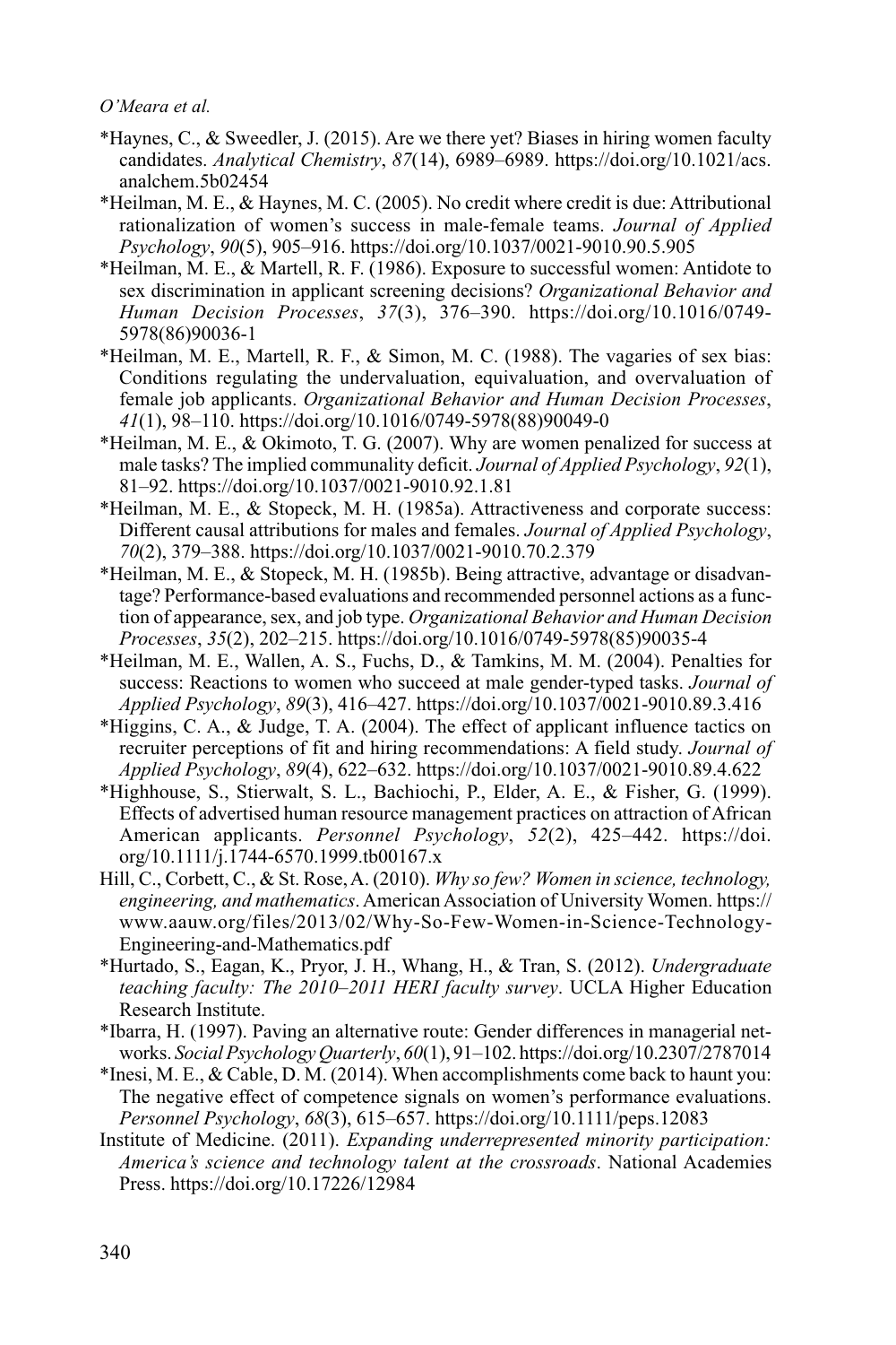*Haynes, C., & Sweedler, J. (2015). Are we there yet? Biases in hiring women faculty candidates. *Analytical Chemistry*, *87*(14), 6989–6989. https://doi.org/10.1021/acs.analchem.5b02454

*Heilman, M. E., & Haynes, M. C. (2005). No credit where credit is due: Attributional rationalization of women's success in male-female teams. *Journal of Applied Psychology*, *90*(5), 905–916. https://doi.org/10.1037/0021-9010.90.5.905

*Heilman, M. E., & Martell, R. F. (1986). Exposure to successful women: Antidote to sex discrimination in applicant screening decisions? *Organizational Behavior and Human Decision Processes*, *37*(3), 376–390. https://doi.org/10.1016/0749-5978(86)90036-1

*Heilman, M. E., Martell, R. F., & Simon, M. C. (1988). The vagaries of sex bias: Conditions regulating the undervaluation, equivaluation, and overvaluation of female job applicants. *Organizational Behavior and Human Decision Processes*, *41*(1), 98–110. https://doi.org/10.1016/0749-5978(88)90049-0

*Heilman, M. E., & Okimoto, T. G. (2007). Why are women penalized for success at male tasks? The implied communality deficit. *Journal of Applied Psychology*, *92*(1), 81–92. https://doi.org/10.1037/0021-9010.92.1.81

*Heilman, M. E., & Stopeck, M. H. (1985a). Attractiveness and corporate success: Different causal attributions for males and females. *Journal of Applied Psychology*, *70*(2), 379–388. https://doi.org/10.1037/0021-9010.70.2.379

*Heilman, M. E., & Stopeck, M. H. (1985b). Being attractive, advantage or disadvantage? Performance-based evaluations and recommended personnel actions as a function of appearance, sex, and job type. *Organizational Behavior and Human Decision Processes*, *35*(2), 202–215. https://doi.org/10.1016/0749-5978(85)90035-4

*Heilman, M. E., Wallen, A. S., Fuchs, D., & Tamkins, M. M. (2004). Penalties for success: Reactions to women who succeed at male gender-typed tasks. *Journal of Applied Psychology*, *89*(3), 416–427. https://doi.org/10.1037/0021-9010.89.3.416

*Higgins, C. A., & Judge, T. A. (2004). The effect of applicant influence tactics on recruiter perceptions of fit and hiring recommendations: A field study. *Journal of Applied Psychology*, *89*(4), 622–632. https://doi.org/10.1037/0021-9010.89.4.622

*Highhouse, S., Stierwalt, S. L., Bachiochi, P., Elder, A. E., & Fisher, G. (1999). Effects of advertised human resource management practices on attraction of African American applicants. *Personnel Psychology*, *52*(2), 425–442. https://doi.org/10.1111/j.1744-6570.1999.tb00167.x

Hill, C., Corbett, C., & St. Rose, A. (2010). *Why so few? Women in science, technology, engineering, and mathematics*. American Association of University Women. https://www.aauw.org/files/2013/02/Why-So-Few-Women-in-Science-Technology-Engineering-and-Mathematics.pdf

*Hurtado, S., Eagan, K., Pryor, J. H., Whang, H., & Tran, S. (2012). *Undergraduate teaching faculty: The 2010–2011 HERI faculty survey*. UCLA Higher Education Research Institute.

*Ibarra, H. (1997). Paving an alternative route: Gender differences in managerial networks. *Social Psychology Quarterly*, *60*(1), 91–102. https://doi.org/10.2307/2787014

*Inesi, M. E., & Cable, D. M. (2014). When accomplishments come back to haunt you: The negative effect of competence signals on women's performance evaluations. *Personnel Psychology*, *68*(3), 615–657. https://doi.org/10.1111/peps.12083

Institute of Medicine. (2011). *Expanding underrepresented minority participation: America's science and technology talent at the crossroads*. National Academies Press. https://doi.org/10.17226/12984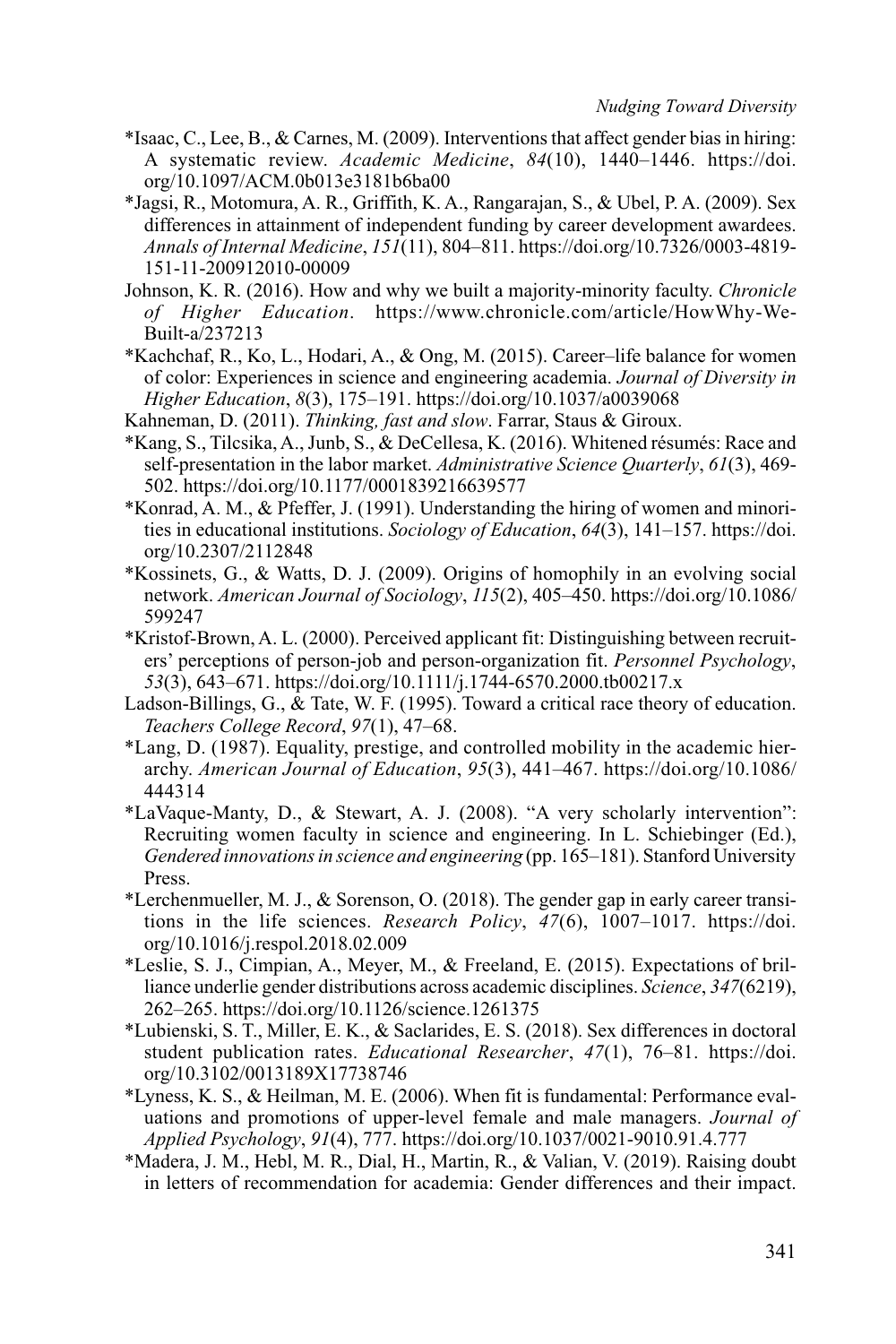*Isaac, C., Lee, B., & Carnes, M. (2009). Interventions that affect gender bias in hiring: A systematic review. *Academic Medicine*, *84*(10), 1440–1446. https://doi.org/10.1097/ACM.0b013e3181b6ba00

*Jagsi, R., Motomura, A. R., Griffith, K. A., Rangarajan, S., & Ubel, P. A. (2009). Sex differences in attainment of independent funding by career development awardees. *Annals of Internal Medicine*, *151*(11), 804–811. https://doi.org/10.7326/0003-4819-151-11-200912010-00009

Johnson, K. R. (2016). How and why we built a majority-minority faculty. *Chronicle of Higher Education*. https://www.chronicle.com/article/HowWhy-We-Built-a/237213

*Kachchaf, R., Ko, L., Hodari, A., & Ong, M. (2015). Career–life balance for women of color: Experiences in science and engineering academia. *Journal of Diversity in Higher Education*, *8*(3), 175–191. https://doi.org/10.1037/a0039068

Kahneman, D. (2011). *Thinking, fast and slow*. Farrar, Straus & Giroux.

*Kang, S., Tilcsika, A., Junb, S., & DeCellesa, K. (2016). Whitened résumés: Race and self-presentation in the labor market. *Administrative Science Quarterly*, *61*(3), 469-502. https://doi.org/10.1177/0001839216639577

*Konrad, A. M., & Pfeffer, J. (1991). Understanding the hiring of women and minorities in educational institutions. *Sociology of Education*, *64*(3), 141–157. https://doi.org/10.2307/2112848

*Kossinets, G., & Watts, D. J. (2009). Origins of homophily in an evolving social network. *American Journal of Sociology*, *115*(2), 405–450. https://doi.org/10.1086/599247

*Kristof-Brown, A. L. (2000). Perceived applicant fit: Distinguishing between recruiters' perceptions of person-job and person-organization fit. *Personnel Psychology*, *53*(3), 643–671. https://doi.org/10.1111/j.1744-6570.2000.tb00217.x

Ladson-Billings, G., & Tate, W. F. (1995). Toward a critical race theory of education. *Teachers College Record*, *97*(1), 47–68.

*Lang, D. (1987). Equality, prestige, and controlled mobility in the academic hierarchy. *American Journal of Education*, *95*(3), 441–467. https://doi.org/10.1086/444314

*LaVaque-Manty, D., & Stewart, A. J. (2008). "A very scholarly intervention": Recruiting women faculty in science and engineering. In L. Schiebinger (Ed.), *Gendered innovations in science and engineering* (pp. 165–181). Stanford University Press.

*Lerchenmueller, M. J., & Sorenson, O. (2018). The gender gap in early career transitions in the life sciences. *Research Policy*, *47*(6), 1007–1017. https://doi.org/10.1016/j.respol.2018.02.009

*Leslie, S. J., Cimpian, A., Meyer, M., & Freeland, E. (2015). Expectations of brilliance underlie gender distributions across academic disciplines. *Science*, *347*(6219), 262–265. https://doi.org/10.1126/science.1261375

*Lubienski, S. T., Miller, E. K., & Saclarides, E. S. (2018). Sex differences in doctoral student publication rates. *Educational Researcher*, *47*(1), 76–81. https://doi.org/10.3102/0013189X17738746

*Lyness, K. S., & Heilman, M. E. (2006). When fit is fundamental: Performance evaluations and promotions of upper-level female and male managers. *Journal of Applied Psychology*, *91*(4), 777. https://doi.org/10.1037/0021-9010.91.4.777

*Madera, J. M., Hebl, M. R., Dial, H., Martin, R., & Valian, V. (2019). Raising doubt in letters of recommendation for academia: Gender differences and their impact.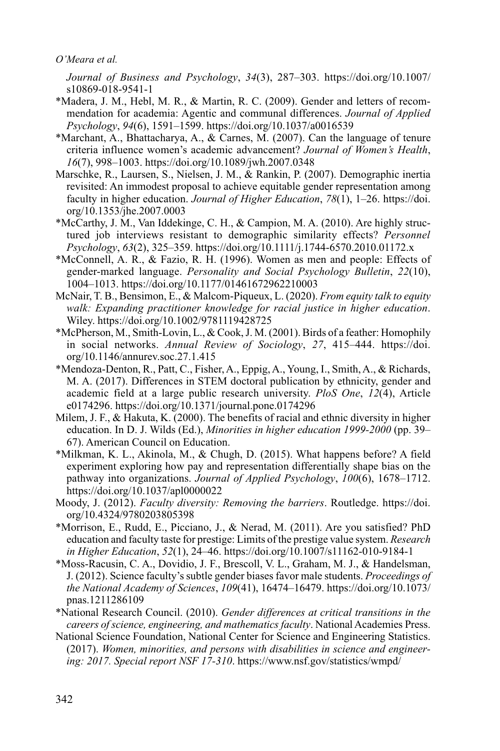*Journal of Business and Psychology*, *34*(3), 287–303. https://doi.org/10.1007/s10869-018-9541-1

*Madera, J. M., Hebl, M. R., & Martin, R. C. (2009). Gender and letters of recommendation for academia: Agentic and communal differences. *Journal of Applied Psychology*, *94*(6), 1591–1599. https://doi.org/10.1037/a0016539

*Marchant, A., Bhattacharya, A., & Carnes, M. (2007). Can the language of tenure criteria influence women's academic advancement? *Journal of Women's Health*, *16*(7), 998–1003. https://doi.org/10.1089/jwh.2007.0348

Marschke, R., Laursen, S., Nielsen, J. M., & Rankin, P. (2007). Demographic inertia revisited: An immodest proposal to achieve equitable gender representation among faculty in higher education. *Journal of Higher Education*, *78*(1), 1–26. https://doi.org/10.1353/jhe.2007.0003

*McCarthy, J. M., Van Iddekinge, C. H., & Campion, M. A. (2010). Are highly structured job interviews resistant to demographic similarity effects? *Personnel Psychology*, *63*(2), 325–359. https://doi.org/10.1111/j.1744-6570.2010.01172.x

*McConnell, A. R., & Fazio, R. H. (1996). Women as men and people: Effects of gender-marked language. *Personality and Social Psychology Bulletin*, *22*(10), 1004–1013. https://doi.org/10.1177/01461672962210003

McNair, T. B., Bensimon, E., & Malcom-Piqueux, L. (2020). *From equity talk to equity walk: Expanding practitioner knowledge for racial justice in higher education*. Wiley. https://doi.org/10.1002/9781119428725

*McPherson, M., Smith-Lovin, L., & Cook, J. M. (2001). Birds of a feather: Homophily in social networks. *Annual Review of Sociology*, *27*, 415–444. https://doi.org/10.1146/annurev.soc.27.1.415

*Mendoza-Denton, R., Patt, C., Fisher, A., Eppig, A., Young, I., Smith, A., & Richards, M. A. (2017). Differences in STEM doctoral publication by ethnicity, gender and academic field at a large public research university. *PloS One*, *12*(4), Article e0174296. https://doi.org/10.1371/journal.pone.0174296

Milem, J. F., & Hakuta, K. (2000). The benefits of racial and ethnic diversity in higher education. In D. J. Wilds (Ed.), *Minorities in higher education 1999-2000* (pp. 39–67). American Council on Education.

*Milkman, K. L., Akinola, M., & Chugh, D. (2015). What happens before? A field experiment exploring how pay and representation differentially shape bias on the pathway into organizations. *Journal of Applied Psychology*, *100*(6), 1678–1712. https://doi.org/10.1037/apl0000022

Moody, J. (2012). *Faculty diversity: Removing the barriers*. Routledge. https://doi.org/10.4324/9780203805398

*Morrison, E., Rudd, E., Picciano, J., & Nerad, M. (2011). Are you satisfied? PhD education and faculty taste for prestige: Limits of the prestige value system. *Research in Higher Education*, *52*(1), 24–46. https://doi.org/10.1007/s11162-010-9184-1

*Moss-Racusin, C. A., Dovidio, J. F., Brescoll, V. L., Graham, M. J., & Handelsman, J. (2012). Science faculty's subtle gender biases favor male students. *Proceedings of the National Academy of Sciences*, *109*(41), 16474–16479. https://doi.org/10.1073/pnas.1211286109

*National Research Council. (2010). *Gender differences at critical transitions in the careers of science, engineering, and mathematics faculty*. National Academies Press.

National Science Foundation, National Center for Science and Engineering Statistics. (2017). *Women, minorities, and persons with disabilities in science and engineering: 2017. Special report NSF 17-310*. https://www.nsf.gov/statistics/wmpd/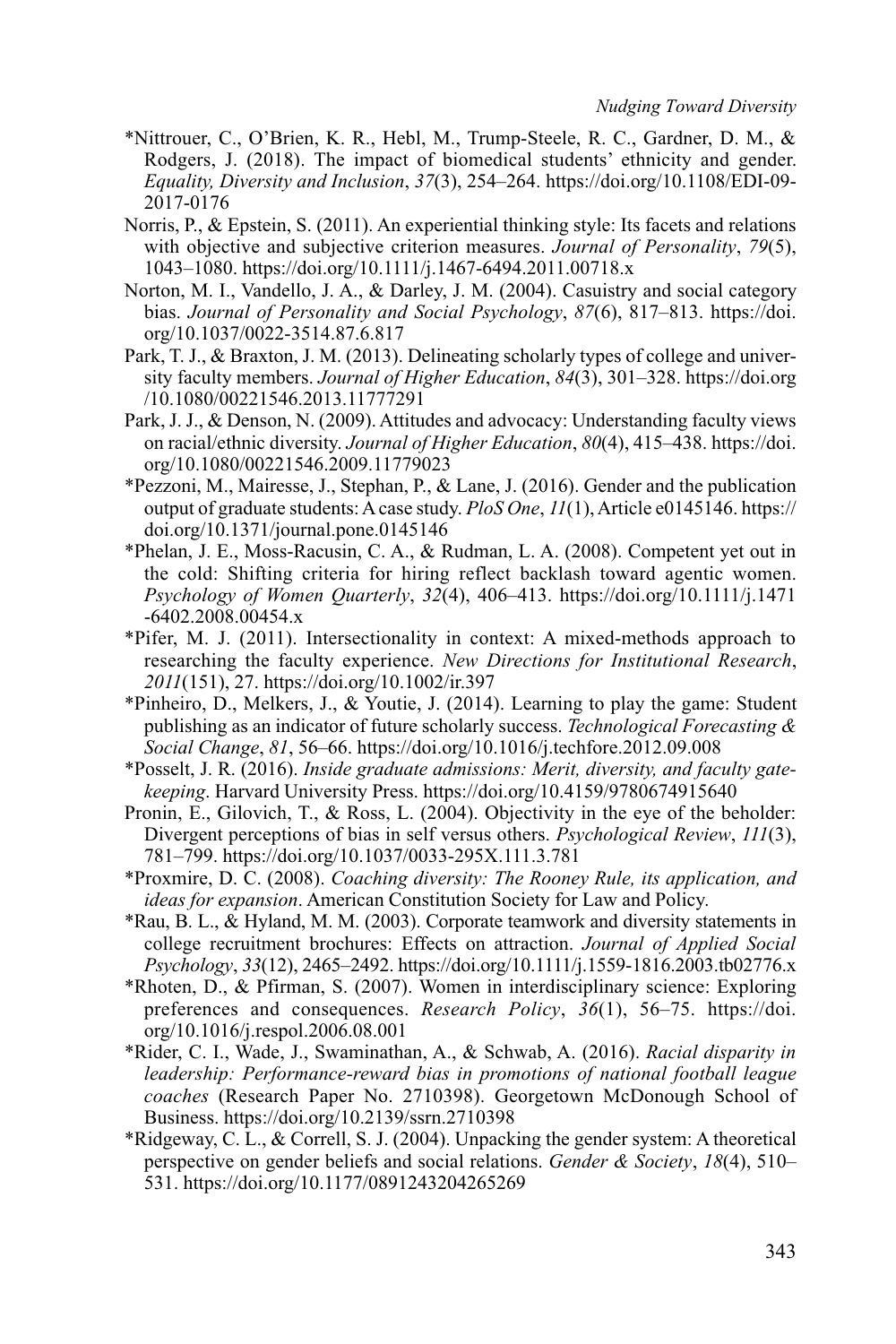*Nittrouer, C., O'Brien, K. R., Hebl, M., Trump-Steele, R. C., Gardner, D. M., & Rodgers, J. (2018). The impact of biomedical students' ethnicity and gender. *Equality, Diversity and Inclusion*, *37*(3), 254–264. https://doi.org/10.1108/EDI-09-2017-0176

Norris, P., & Epstein, S. (2011). An experiential thinking style: Its facets and relations with objective and subjective criterion measures. *Journal of Personality*, *79*(5), 1043–1080. https://doi.org/10.1111/j.1467-6494.2011.00718.x

Norton, M. I., Vandello, J. A., & Darley, J. M. (2004). Casuistry and social category bias. *Journal of Personality and Social Psychology*, *87*(6), 817–813. https://doi.org/10.1037/0022-3514.87.6.817

Park, T. J., & Braxton, J. M. (2013). Delineating scholarly types of college and university faculty members. *Journal of Higher Education*, *84*(3), 301–328. https://doi.org/10.1080/00221546.2013.11777291

Park, J. J., & Denson, N. (2009). Attitudes and advocacy: Understanding faculty views on racial/ethnic diversity. *Journal of Higher Education*, *80*(4), 415–438. https://doi.org/10.1080/00221546.2009.11779023

*Pezzoni, M., Mairesse, J., Stephan, P., & Lane, J. (2016). Gender and the publication output of graduate students: A case study. *PloS One*, *11*(1), Article e0145146. https://doi.org/10.1371/journal.pone.0145146

*Phelan, J. E., Moss-Racusin, C. A., & Rudman, L. A. (2008). Competent yet out in the cold: Shifting criteria for hiring reflect backlash toward agentic women. *Psychology of Women Quarterly*, *32*(4), 406–413. https://doi.org/10.1111/j.1471-6402.2008.00454.x

*Pifer, M. J. (2011). Intersectionality in context: A mixed-methods approach to researching the faculty experience. *New Directions for Institutional Research*, *2011*(151), 27. https://doi.org/10.1002/ir.397

*Pinheiro, D., Melkers, J., & Youtie, J. (2014). Learning to play the game: Student publishing as an indicator of future scholarly success. *Technological Forecasting & Social Change*, *81*, 56–66. https://doi.org/10.1016/j.techfore.2012.09.008

*Posselt, J. R. (2016). *Inside graduate admissions: Merit, diversity, and faculty gatekeeping*. Harvard University Press. https://doi.org/10.4159/9780674915640

Pronin, E., Gilovich, T., & Ross, L. (2004). Objectivity in the eye of the beholder: Divergent perceptions of bias in self versus others. *Psychological Review*, *111*(3), 781–799. https://doi.org/10.1037/0033-295X.111.3.781

*Proxmire, D. C. (2008). *Coaching diversity: The Rooney Rule, its application, and ideas for expansion*. American Constitution Society for Law and Policy.

*Rau, B. L., & Hyland, M. M. (2003). Corporate teamwork and diversity statements in college recruitment brochures: Effects on attraction. *Journal of Applied Social Psychology*, *33*(12), 2465–2492. https://doi.org/10.1111/j.1559-1816.2003.tb02776.x

*Rhoten, D., & Pfirman, S. (2007). Women in interdisciplinary science: Exploring preferences and consequences. *Research Policy*, *36*(1), 56–75. https://doi.org/10.1016/j.respol.2006.08.001

*Rider, C. I., Wade, J., Swaminathan, A., & Schwab, A. (2016). *Racial disparity in leadership: Performance-reward bias in promotions of national football league coaches* (Research Paper No. 2710398). Georgetown McDonough School of Business. https://doi.org/10.2139/ssrn.2710398

*Ridgeway, C. L., & Correll, S. J. (2004). Unpacking the gender system: A theoretical perspective on gender beliefs and social relations. *Gender & Society*, *18*(4), 510–531. https://doi.org/10.1177/0891243204265269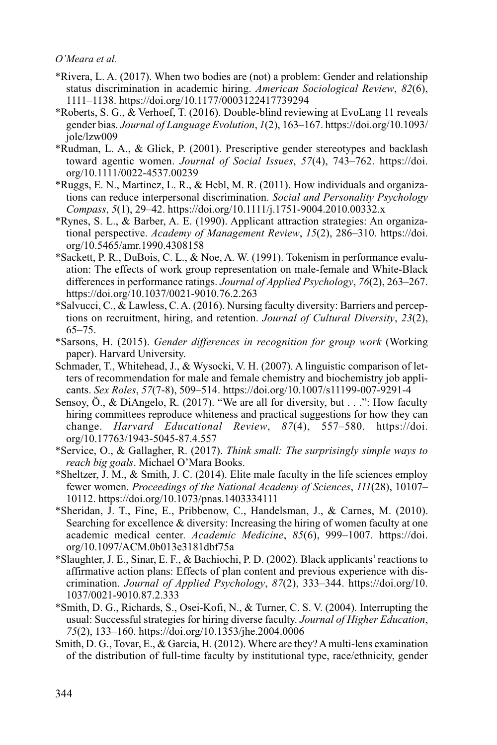*Rivera, L. A. (2017). When two bodies are (not) a problem: Gender and relationship status discrimination in academic hiring. *American Sociological Review*, *82*(6), 1111–1138. https://doi.org/10.1177/0003122417739294

*Roberts, S. G., & Verhoef, T. (2016). Double-blind reviewing at EvoLang 11 reveals gender bias. *Journal of Language Evolution*, *1*(2), 163–167. https://doi.org/10.1093/jole/lzw009

*Rudman, L. A., & Glick, P. (2001). Prescriptive gender stereotypes and backlash toward agentic women. *Journal of Social Issues*, *57*(4), 743–762. https://doi.org/10.1111/0022-4537.00239

*Ruggs, E. N., Martinez, L. R., & Hebl, M. R. (2011). How individuals and organizations can reduce interpersonal discrimination. *Social and Personality Psychology Compass*, *5*(1), 29–42. https://doi.org/10.1111/j.1751-9004.2010.00332.x

*Rynes, S. L., & Barber, A. E. (1990). Applicant attraction strategies: An organizational perspective. *Academy of Management Review*, *15*(2), 286–310. https://doi.org/10.5465/amr.1990.4308158

*Sackett, P. R., DuBois, C. L., & Noe, A. W. (1991). Tokenism in performance evaluation: The effects of work group representation on male-female and White-Black differences in performance ratings. *Journal of Applied Psychology*, *76*(2), 263–267. https://doi.org/10.1037/0021-9010.76.2.263

*Salvucci, C., & Lawless, C. A. (2016). Nursing faculty diversity: Barriers and perceptions on recruitment, hiring, and retention. *Journal of Cultural Diversity*, *23*(2), 65–75.

*Sarsons, H. (2015). *Gender differences in recognition for group work* (Working paper). Harvard University.

Schmader, T., Whitehead, J., & Wysocki, V. H. (2007). A linguistic comparison of letters of recommendation for male and female chemistry and biochemistry job applicants. *Sex Roles*, *57*(7-8), 509–514. https://doi.org/10.1007/s11199-007-9291-4

Sensoy, Ö., & DiAngelo, R. (2017). "We are all for diversity, but . . .": How faculty hiring committees reproduce whiteness and practical suggestions for how they can change. *Harvard Educational Review*, *87*(4), 557–580. https://doi.org/10.17763/1943-5045-87.4.557

*Service, O., & Gallagher, R. (2017). *Think small: The surprisingly simple ways to reach big goals*. Michael O'Mara Books.

*Sheltzer, J. M., & Smith, J. C. (2014). Elite male faculty in the life sciences employ fewer women. *Proceedings of the National Academy of Sciences*, *111*(28), 10107–10112. https://doi.org/10.1073/pnas.1403334111

*Sheridan, J. T., Fine, E., Pribbenow, C., Handelsman, J., & Carnes, M. (2010). Searching for excellence & diversity: Increasing the hiring of women faculty at one academic medical center. *Academic Medicine*, *85*(6), 999–1007. https://doi.org/10.1097/ACM.0b013e3181dbf75a

*Slaughter, J. E., Sinar, E. F., & Bachiochi, P. D. (2002). Black applicants' reactions to affirmative action plans: Effects of plan content and previous experience with discrimination. *Journal of Applied Psychology*, *87*(2), 333–344. https://doi.org/10.1037/0021-9010.87.2.333

*Smith, D. G., Richards, S., Osei-Kofi, N., & Turner, C. S. V. (2004). Interrupting the usual: Successful strategies for hiring diverse faculty. *Journal of Higher Education*, *75*(2), 133–160. https://doi.org/10.1353/jhe.2004.0006

Smith, D. G., Tovar, E., & Garcia, H. (2012). Where are they? A multi-lens examination of the distribution of full-time faculty by institutional type, race/ethnicity, gender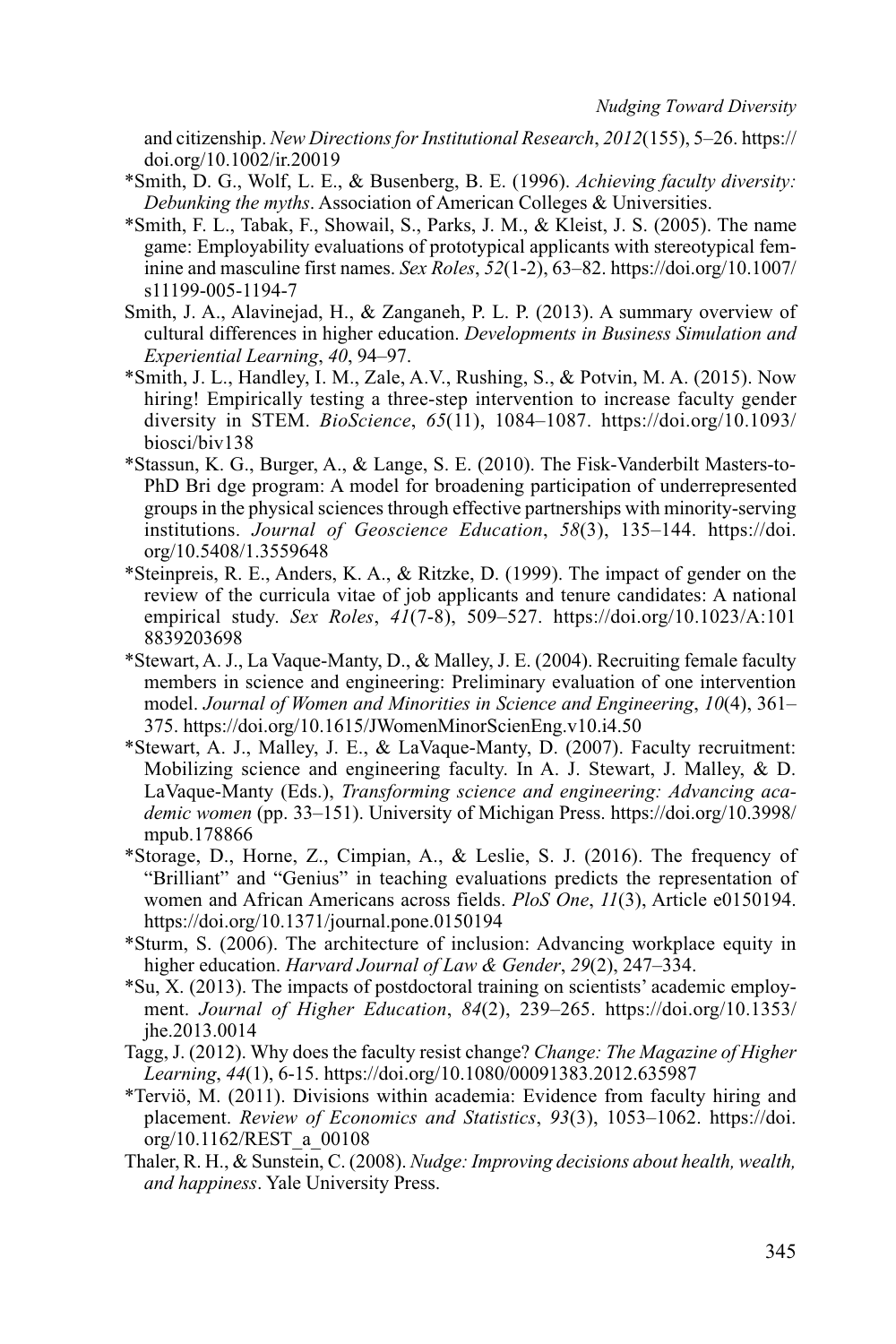and citizenship. *New Directions for Institutional Research*, *2012*(155), 5–26. https://doi.org/10.1002/ir.20019

*Smith, D. G., Wolf, L. E., & Busenberg, B. E. (1996). *Achieving faculty diversity: Debunking the myths*. Association of American Colleges & Universities.

*Smith, F. L., Tabak, F., Showail, S., Parks, J. M., & Kleist, J. S. (2005). The name game: Employability evaluations of prototypical applicants with stereotypical feminine and masculine first names. *Sex Roles*, *52*(1-2), 63–82. https://doi.org/10.1007/s11199-005-1194-7

Smith, J. A., Alavinejad, H., & Zanganeh, P. L. P. (2013). A summary overview of cultural differences in higher education. *Developments in Business Simulation and Experiential Learning*, *40*, 94–97.

*Smith, J. L., Handley, I. M., Zale, A.V., Rushing, S., & Potvin, M. A. (2015). Now hiring! Empirically testing a three-step intervention to increase faculty gender diversity in STEM. *BioScience*, *65*(11), 1084–1087. https://doi.org/10.1093/biosci/biv138

*Stassun, K. G., Burger, A., & Lange, S. E. (2010). The Fisk-Vanderbilt Masters-to-PhD Bri dge program: A model for broadening participation of underrepresented groups in the physical sciences through effective partnerships with minority-serving institutions. *Journal of Geoscience Education*, *58*(3), 135–144. https://doi.org/10.5408/1.3559648

*Steinpreis, R. E., Anders, K. A., & Ritzke, D. (1999). The impact of gender on the review of the curricula vitae of job applicants and tenure candidates: A national empirical study. *Sex Roles*, *41*(7-8), 509–527. https://doi.org/10.1023/A:1018839203698

*Stewart, A. J., La Vaque-Manty, D., & Malley, J. E. (2004). Recruiting female faculty members in science and engineering: Preliminary evaluation of one intervention model. *Journal of Women and Minorities in Science and Engineering*, *10*(4), 361–375. https://doi.org/10.1615/JWomenMinorScienEng.v10.i4.50

*Stewart, A. J., Malley, J. E., & LaVaque-Manty, D. (2007). Faculty recruitment: Mobilizing science and engineering faculty. In A. J. Stewart, J. Malley, & D. LaVaque-Manty (Eds.), *Transforming science and engineering: Advancing academic women* (pp. 33–151). University of Michigan Press. https://doi.org/10.3998/mpub.178866

*Storage, D., Horne, Z., Cimpian, A., & Leslie, S. J. (2016). The frequency of "Brilliant" and "Genius" in teaching evaluations predicts the representation of women and African Americans across fields. *PloS One*, *11*(3), Article e0150194. https://doi.org/10.1371/journal.pone.0150194

*Sturm, S. (2006). The architecture of inclusion: Advancing workplace equity in higher education. *Harvard Journal of Law & Gender*, *29*(2), 247–334.

*Su, X. (2013). The impacts of postdoctoral training on scientists' academic employment. *Journal of Higher Education*, *84*(2), 239–265. https://doi.org/10.1353/jhe.2013.0014

Tagg, J. (2012). Why does the faculty resist change? *Change: The Magazine of Higher Learning*, *44*(1), 6-15. https://doi.org/10.1080/00091383.2012.635987

*Terviö, M. (2011). Divisions within academia: Evidence from faculty hiring and placement. *Review of Economics and Statistics*, *93*(3), 1053–1062. https://doi.org/10.1162/REST_a_00108

Thaler, R. H., & Sunstein, C. (2008). *Nudge: Improving decisions about health, wealth, and happiness*. Yale University Press.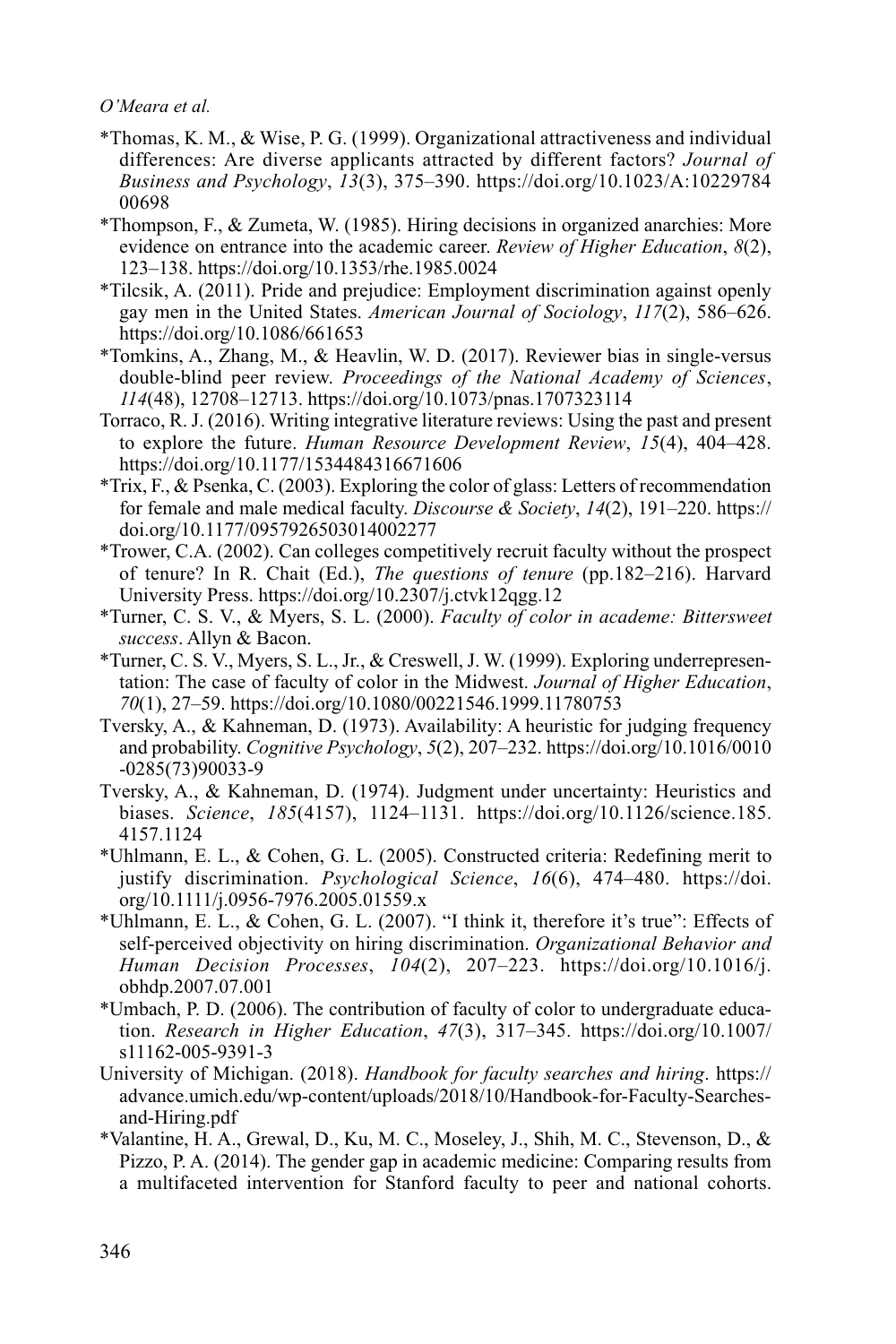*Thomas, K. M., & Wise, P. G. (1999). Organizational attractiveness and individual differences: Are diverse applicants attracted by different factors? *Journal of Business and Psychology*, *13*(3), 375–390. https://doi.org/10.1023/A:1022978400698

*Thompson, F., & Zumeta, W. (1985). Hiring decisions in organized anarchies: More evidence on entrance into the academic career. *Review of Higher Education*, *8*(2), 123–138. https://doi.org/10.1353/rhe.1985.0024

*Tilcsik, A. (2011). Pride and prejudice: Employment discrimination against openly gay men in the United States. *American Journal of Sociology*, *117*(2), 586–626. https://doi.org/10.1086/661653

*Tomkins, A., Zhang, M., & Heavlin, W. D. (2017). Reviewer bias in single-versus double-blind peer review. *Proceedings of the National Academy of Sciences*, *114*(48), 12708–12713. https://doi.org/10.1073/pnas.1707323114

Torraco, R. J. (2016). Writing integrative literature reviews: Using the past and present to explore the future. *Human Resource Development Review*, *15*(4), 404–428. https://doi.org/10.1177/1534484316671606

*Trix, F., & Psenka, C. (2003). Exploring the color of glass: Letters of recommendation for female and male medical faculty. *Discourse & Society*, *14*(2), 191–220. https://doi.org/10.1177/0957926503014002277

*Trower, C.A. (2002). Can colleges competitively recruit faculty without the prospect of tenure? In R. Chait (Ed.), *The questions of tenure* (pp.182–216). Harvard University Press. https://doi.org/10.2307/j.ctvk12qgg.12

*Turner, C. S. V., & Myers, S. L. (2000). *Faculty of color in academe: Bittersweet success*. Allyn & Bacon.

*Turner, C. S. V., Myers, S. L., Jr., & Creswell, J. W. (1999). Exploring underrepresentation: The case of faculty of color in the Midwest. *Journal of Higher Education*, *70*(1), 27–59. https://doi.org/10.1080/00221546.1999.11780753

Tversky, A., & Kahneman, D. (1973). Availability: A heuristic for judging frequency and probability. *Cognitive Psychology*, *5*(2), 207–232. https://doi.org/10.1016/0010-0285(73)90033-9

Tversky, A., & Kahneman, D. (1974). Judgment under uncertainty: Heuristics and biases. *Science*, *185*(4157), 1124–1131. https://doi.org/10.1126/science.185.4157.1124

*Uhlmann, E. L., & Cohen, G. L. (2005). Constructed criteria: Redefining merit to justify discrimination. *Psychological Science*, *16*(6), 474–480. https://doi.org/10.1111/j.0956-7976.2005.01559.x

*Uhlmann, E. L., & Cohen, G. L. (2007). "I think it, therefore it's true": Effects of self-perceived objectivity on hiring discrimination. *Organizational Behavior and Human Decision Processes*, *104*(2), 207–223. https://doi.org/10.1016/j.obhdp.2007.07.001

*Umbach, P. D. (2006). The contribution of faculty of color to undergraduate education. *Research in Higher Education*, *47*(3), 317–345. https://doi.org/10.1007/s11162-005-9391-3

University of Michigan. (2018). *Handbook for faculty searches and hiring*. https://advance.umich.edu/wp-content/uploads/2018/10/Handbook-for-Faculty-Searches-and-Hiring.pdf

*Valantine, H. A., Grewal, D., Ku, M. C., Moseley, J., Shih, M. C., Stevenson, D., & Pizzo, P. A. (2014). The gender gap in academic medicine: Comparing results from a multifaceted intervention for Stanford faculty to peer and national cohorts.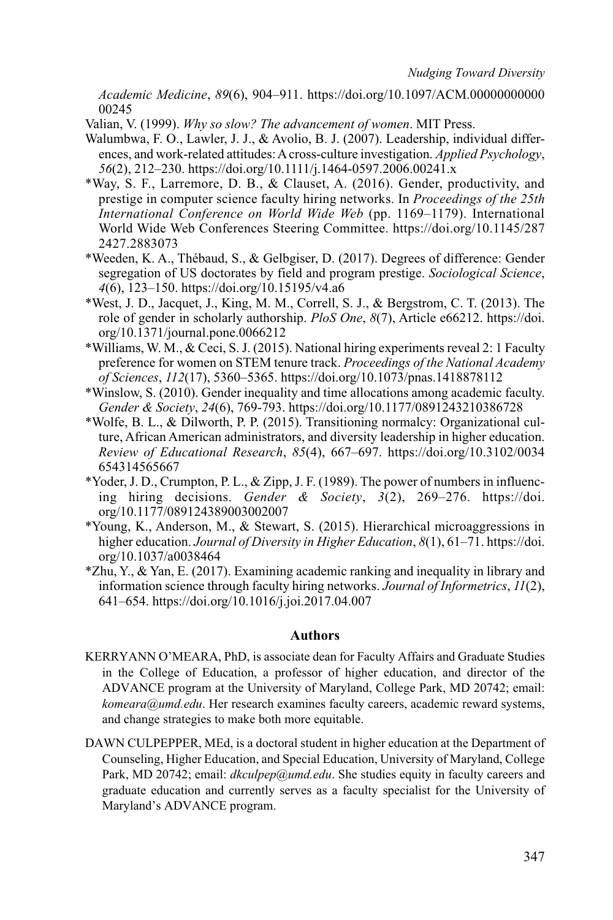*Academic Medicine*, *89*(6), 904–911. https://doi.org/10.1097/ACM.0000000000000245

Valian, V. (1999). *Why so slow? The advancement of women*. MIT Press.

Walumbwa, F. O., Lawler, J. J., & Avolio, B. J. (2007). Leadership, individual differences, and work-related attitudes: A cross-culture investigation. *Applied Psychology*, *56*(2), 212–230. https://doi.org/10.1111/j.1464-0597.2006.00241.x

*Way, S. F., Larremore, D. B., & Clauset, A. (2016). Gender, productivity, and prestige in computer science faculty hiring networks. In *Proceedings of the 25th International Conference on World Wide Web* (pp. 1169–1179). International World Wide Web Conferences Steering Committee. https://doi.org/10.1145/2872427.2883073

*Weeden, K. A., Thébaud, S., & Gelbgiser, D. (2017). Degrees of difference: Gender segregation of US doctorates by field and program prestige. *Sociological Science*, *4*(6), 123–150. https://doi.org/10.15195/v4.a6

*West, J. D., Jacquet, J., King, M. M., Correll, S. J., & Bergstrom, C. T. (2013). The role of gender in scholarly authorship. *PloS One*, *8*(7), Article e66212. https://doi.org/10.1371/journal.pone.0066212

*Williams, W. M., & Ceci, S. J. (2015). National hiring experiments reveal 2: 1 Faculty preference for women on STEM tenure track. *Proceedings of the National Academy of Sciences*, *112*(17), 5360–5365. https://doi.org/10.1073/pnas.1418878112

*Winslow, S. (2010). Gender inequality and time allocations among academic faculty. *Gender & Society*, *24*(6), 769-793. https://doi.org/10.1177/0891243210386728

*Wolfe, B. L., & Dilworth, P. P. (2015). Transitioning normalcy: Organizational culture, African American administrators, and diversity leadership in higher education. *Review of Educational Research*, *85*(4), 667–697. https://doi.org/10.3102/0034654314565667

*Yoder, J. D., Crumpton, P. L., & Zipp, J. F. (1989). The power of numbers in influencing hiring decisions. *Gender & Society*, *3*(2), 269–276. https://doi.org/10.1177/089124389003002007

*Young, K., Anderson, M., & Stewart, S. (2015). Hierarchical microaggressions in higher education. *Journal of Diversity in Higher Education*, *8*(1), 61–71. https://doi.org/10.1037/a0038464

*Zhu, Y., & Yan, E. (2017). Examining academic ranking and inequality in library and information science through faculty hiring networks. *Journal of Informetrics*, *11*(2), 641–654. https://doi.org/10.1016/j.joi.2017.04.007

## Authors

KERRYANN O'MEARA, PhD, is associate dean for Faculty Affairs and Graduate Studies in the College of Education, a professor of higher education, and director of the ADVANCE program at the University of Maryland, College Park, MD 20742; email: *komeara@umd.edu*. Her research examines faculty careers, academic reward systems, and change strategies to make both more equitable.

DAWN CULPEPPER, MEd, is a doctoral student in higher education at the Department of Counseling, Higher Education, and Special Education, University of Maryland, College Park, MD 20742; email: *dkculpep@umd.edu*. She studies equity in faculty careers and graduate education and currently serves as a faculty specialist for the University of Maryland's ADVANCE program.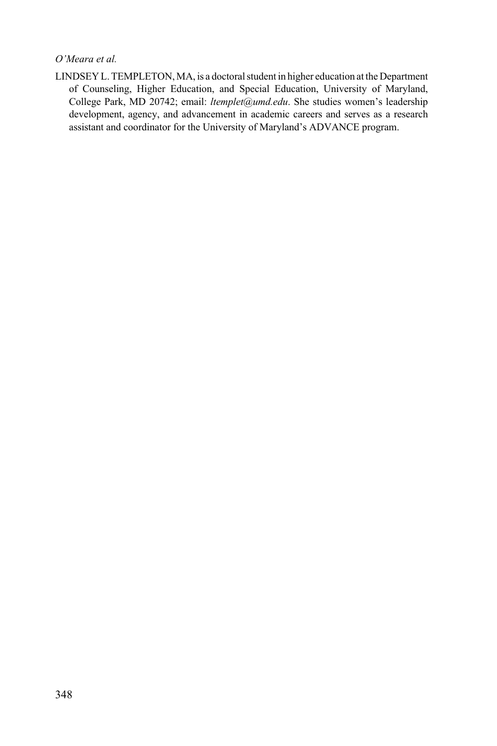LINDSEY L. TEMPLETON, MA, is a doctoral student in higher education at the Department of Counseling, Higher Education, and Special Education, University of Maryland, College Park, MD 20742; email: *ltemplet@umd.edu*. She studies women's leadership development, agency, and advancement in academic careers and serves as a research assistant and coordinator for the University of Maryland's ADVANCE program.